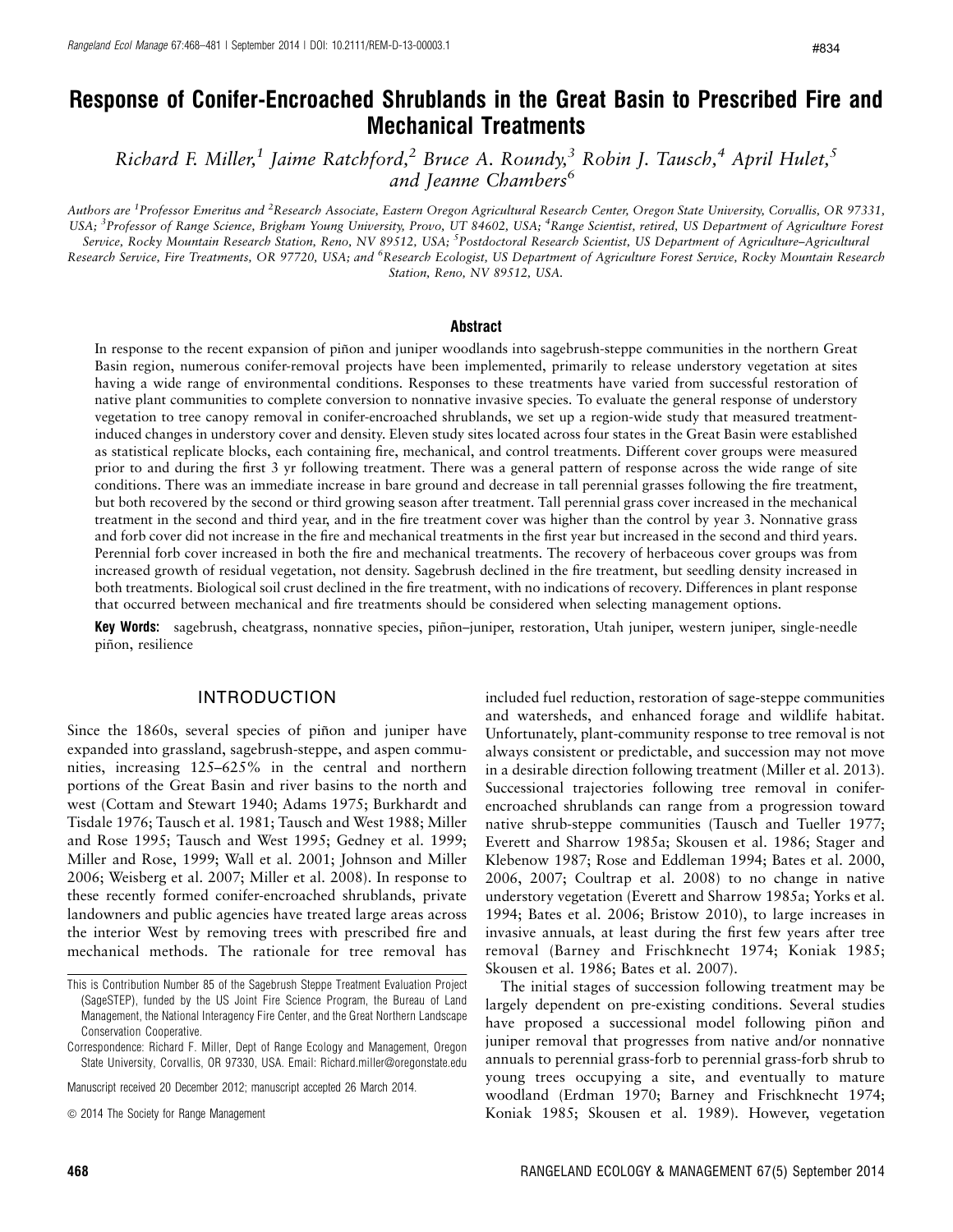# Response of Conifer-Encroached Shrublands in the Great Basin to Prescribed Fire and Mechanical Treatments

*Richard F. Miller,[1] Jaime Ratchford,[2] Bruce A. Roundy,[3] Robin J. Tausch,[4] April Hulet,[5] and Jeanne Chambers[6]*

*Authors are [1]Professor Emeritus and [2]Research Associate, Eastern Oregon Agricultural Research Center, Oregon State University, Corvallis, OR 97331, USA; [3]Professor of Range Science, Brigham Young University, Provo, UT 84602, USA; [4]Range Scientist, retired, US Department of Agriculture Forest Service, Rocky Mountain Research Station, Reno, NV 89512, USA; [5]Postdoctoral Research Scientist, US Department of Agriculture–Agricultural Research Service, Fire Treatments, OR 97720, USA; and [6]Research Ecologist, US Department of Agriculture Forest Service, Rocky Mountain Research Station, Reno, NV 89512, USA.*

## Abstract

In response to the recent expansion of piñon and juniper woodlands into sagebrush-steppe communities in the northern Great Basin region, numerous conifer-removal projects have been implemented, primarily to release understory vegetation at sites having a wide range of environmental conditions. Responses to these treatments have varied from successful restoration of native plant communities to complete conversion to nonnative invasive species. To evaluate the general response of understory vegetation to tree canopy removal in conifer-encroached shrublands, we set up a region-wide study that measured treatment-induced changes in understory cover and density. Eleven study sites located across four states in the Great Basin were established as statistical replicate blocks, each containing fire, mechanical, and control treatments. Different cover groups were measured prior to and during the first 3 yr following treatment. There was a general pattern of response across the wide range of site conditions. There was an immediate increase in bare ground and decrease in tall perennial grasses following the fire treatment, but both recovered by the second or third growing season after treatment. Tall perennial grass cover increased in the mechanical treatment in the second and third year, and in the fire treatment cover was higher than the control by year 3. Nonnative grass and forb cover did not increase in the fire and mechanical treatments in the first year but increased in the second and third years. Perennial forb cover increased in both the fire and mechanical treatments. The recovery of herbaceous cover groups was from increased growth of residual vegetation, not density. Sagebrush declined in the fire treatment, but seedling density increased in both treatments. Biological soil crust declined in the fire treatment, with no indications of recovery. Differences in plant response that occurred between mechanical and fire treatments should be considered when selecting management options.

**Key Words:** sagebrush, cheatgrass, nonnative species, piñon–juniper, restoration, Utah juniper, western juniper, single-needle piñon, resilience

## INTRODUCTION

Since the 1860s, several species of piñon and juniper have expanded into grassland, sagebrush-steppe, and aspen communities, increasing 125–625% in the central and northern portions of the Great Basin and river basins to the north and west (Cottam and Stewart 1940; Adams 1975; Burkhardt and Tisdale 1976; Tausch et al. 1981; Tausch and West 1988; Miller and Rose 1995; Tausch and West 1995; Gedney et al. 1999; Miller and Rose, 1999; Wall et al. 2001; Johnson and Miller 2006; Weisberg et al. 2007; Miller et al. 2008). In response to these recently formed conifer-encroached shrublands, private landowners and public agencies have treated large areas across the interior West by removing trees with prescribed fire and mechanical methods. The rationale for tree removal has included fuel reduction, restoration of sage-steppe communities and watersheds, and enhanced forage and wildlife habitat. Unfortunately, plant-community response to tree removal is not always consistent or predictable, and succession may not move in a desirable direction following treatment (Miller et al. 2013). Successional trajectories following tree removal in conifer-encroached shrublands can range from a progression toward native shrub-steppe communities (Tausch and Tueller 1977; Everett and Sharrow 1985a; Skousen et al. 1986; Stager and Klebenow 1987; Rose and Eddleman 1994; Bates et al. 2000, 2006, 2007; Coultrap et al. 2008) to no change in native understory vegetation (Everett and Sharrow 1985a; Yorks et al. 1994; Bates et al. 2006; Bristow 2010), to large increases in invasive annuals, at least during the first few years after tree removal (Barney and Frischknecht 1974; Koniak 1985; Skousen et al. 1986; Bates et al. 2007).

The initial stages of succession following treatment may be largely dependent on pre-existing conditions. Several studies have proposed a successional model following piñon and juniper removal that progresses from native and/or nonnative annuals to perennial grass-forb to perennial grass-forb shrub to young trees occupying a site, and eventually to mature woodland (Erdman 1970; Barney and Frischknecht 1974; Koniak 1985; Skousen et al. 1989). However, vegetation

This is Contribution Number 85 of the Sagebrush Steppe Treatment Evaluation Project (SageSTEP), funded by the US Joint Fire Science Program, the Bureau of Land Management, the National Interagency Fire Center, and the Great Northern Landscape Conservation Cooperative.

Correspondence: Richard F. Miller, Dept of Range Ecology and Management, Oregon State University, Corvallis, OR 97330, USA. Email: Richard.miller@oregonstate.edu

Manuscript received 20 December 2012; manuscript accepted 26 March 2014.

© 2014 The Society for Range Management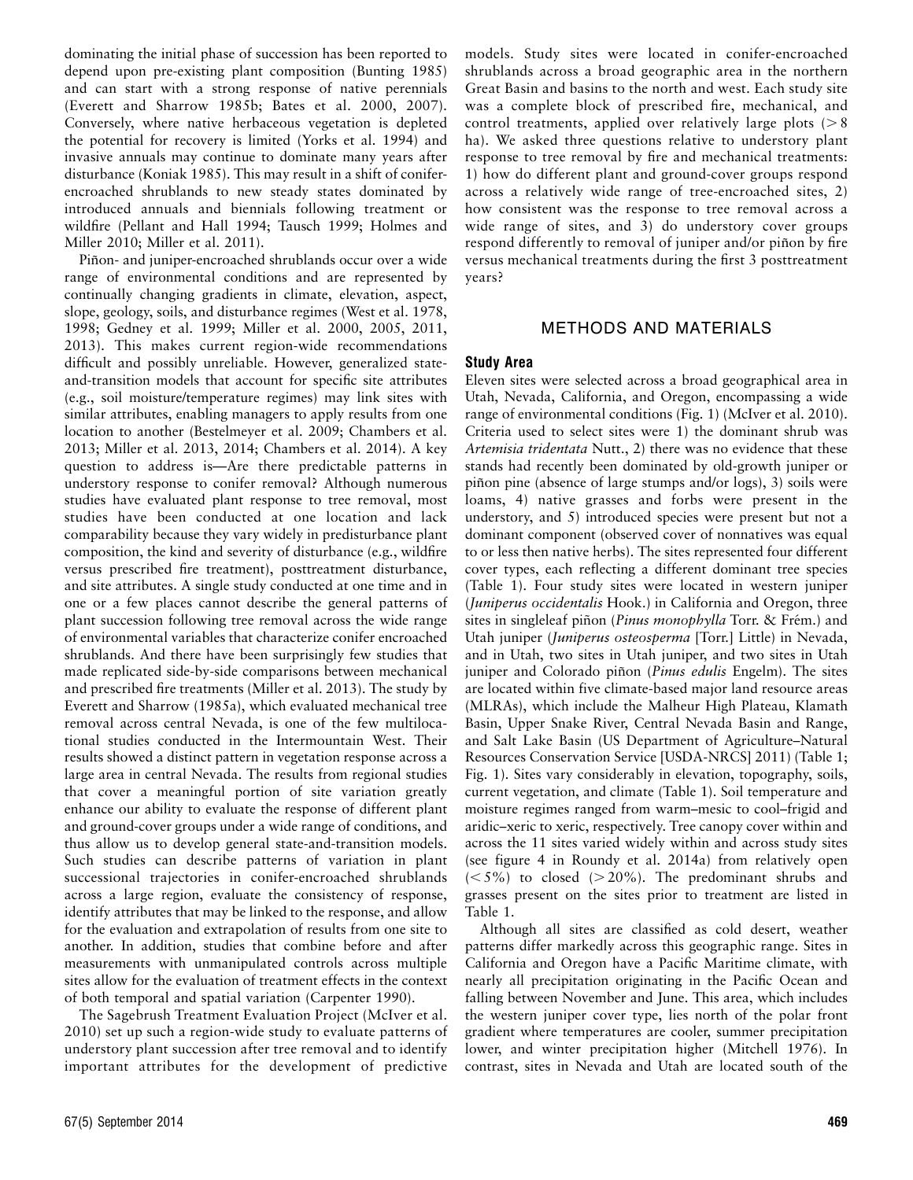dominating the initial phase of succession has been reported to depend upon pre-existing plant composition (Bunting 1985) and can start with a strong response of native perennials (Everett and Sharrow 1985b; Bates et al. 2000, 2007). Conversely, where native herbaceous vegetation is depleted the potential for recovery is limited (Yorks et al. 1994) and invasive annuals may continue to dominate many years after disturbance (Koniak 1985). This may result in a shift of conifer-encroached shrublands to new steady states dominated by introduced annuals and biennials following treatment or wildfire (Pellant and Hall 1994; Tausch 1999; Holmes and Miller 2010; Miller et al. 2011).

Piñon- and juniper-encroached shrublands occur over a wide range of environmental conditions and are represented by continually changing gradients in climate, elevation, aspect, slope, geology, soils, and disturbance regimes (West et al. 1978, 1998; Gedney et al. 1999; Miller et al. 2000, 2005, 2011, 2013). This makes current region-wide recommendations difficult and possibly unreliable. However, generalized state-and-transition models that account for specific site attributes (e.g., soil moisture/temperature regimes) may link sites with similar attributes, enabling managers to apply results from one location to another (Bestelmeyer et al. 2009; Chambers et al. 2013; Miller et al. 2013, 2014; Chambers et al. 2014). A key question to address is—Are there predictable patterns in understory response to conifer removal? Although numerous studies have evaluated plant response to tree removal, most studies have been conducted at one location and lack comparability because they vary widely in predisturbance plant composition, the kind and severity of disturbance (e.g., wildfire versus prescribed fire treatment), posttreatment disturbance, and site attributes. A single study conducted at one time and in one or a few places cannot describe the general patterns of plant succession following tree removal across the wide range of environmental variables that characterize conifer encroached shrublands. And there have been surprisingly few studies that made replicated side-by-side comparisons between mechanical and prescribed fire treatments (Miller et al. 2013). The study by Everett and Sharrow (1985a), which evaluated mechanical tree removal across central Nevada, is one of the few multilocational studies conducted in the Intermountain West. Their results showed a distinct pattern in vegetation response across a large area in central Nevada. The results from regional studies that cover a meaningful portion of site variation greatly enhance our ability to evaluate the response of different plant and ground-cover groups under a wide range of conditions, and thus allow us to develop general state-and-transition models. Such studies can describe patterns of variation in plant successional trajectories in conifer-encroached shrublands across a large region, evaluate the consistency of response, identify attributes that may be linked to the response, and allow for the evaluation and extrapolation of results from one site to another. In addition, studies that combine before and after measurements with unmanipulated controls across multiple sites allow for the evaluation of treatment effects in the context of both temporal and spatial variation (Carpenter 1990).

The Sagebrush Treatment Evaluation Project (McIver et al. 2010) set up such a region-wide study to evaluate patterns of understory plant succession after tree removal and to identify important attributes for the development of predictive models. Study sites were located in conifer-encroached shrublands across a broad geographic area in the northern Great Basin and basins to the north and west. Each study site was a complete block of prescribed fire, mechanical, and control treatments, applied over relatively large plots (> 8 ha). We asked three questions relative to understory plant response to tree removal by fire and mechanical treatments: 1) how do different plant and ground-cover groups respond across a relatively wide range of tree-encroached sites, 2) how consistent was the response to tree removal across a wide range of sites, and 3) do understory cover groups respond differently to removal of juniper and/or piñon by fire versus mechanical treatments during the first 3 posttreatment years?

## METHODS AND MATERIALS

### Study Area

Eleven sites were selected across a broad geographical area in Utah, Nevada, California, and Oregon, encompassing a wide range of environmental conditions (Fig. 1) (McIver et al. 2010). Criteria used to select sites were 1) the dominant shrub was *Artemisia tridentata* Nutt., 2) there was no evidence that these stands had recently been dominated by old-growth juniper or piñon pine (absence of large stumps and/or logs), 3) soils were loams, 4) native grasses and forbs were present in the understory, and 5) introduced species were present but not a dominant component (observed cover of nonnatives was equal to or less then native herbs). The sites represented four different cover types, each reflecting a different dominant tree species (Table 1). Four study sites were located in western juniper (*Juniperus occidentalis* Hook.) in California and Oregon, three sites in singleleaf piñon (*Pinus monophylla* Torr. & Frém.) and Utah juniper (*Juniperus osteosperma* [Torr.] Little) in Nevada, and in Utah, two sites in Utah juniper, and two sites in Utah juniper and Colorado piñon (*Pinus edulis* Engelm). The sites are located within five climate-based major land resource areas (MLRAs), which include the Malheur High Plateau, Klamath Basin, Upper Snake River, Central Nevada Basin and Range, and Salt Lake Basin (US Department of Agriculture–Natural Resources Conservation Service [USDA-NRCS] 2011) (Table 1; Fig. 1). Sites vary considerably in elevation, topography, soils, current vegetation, and climate (Table 1). Soil temperature and moisture regimes ranged from warm–mesic to cool–frigid and aridic–xeric to xeric, respectively. Tree canopy cover within and across the 11 sites varied widely within and across study sites (see figure 4 in Roundy et al. 2014a) from relatively open (< 5%) to closed (> 20%). The predominant shrubs and grasses present on the sites prior to treatment are listed in Table 1.

Although all sites are classified as cold desert, weather patterns differ markedly across this geographic range. Sites in California and Oregon have a Pacific Maritime climate, with nearly all precipitation originating in the Pacific Ocean and falling between November and June. This area, which includes the western juniper cover type, lies north of the polar front gradient where temperatures are cooler, summer precipitation lower, and winter precipitation higher (Mitchell 1976). In contrast, sites in Nevada and Utah are located south of the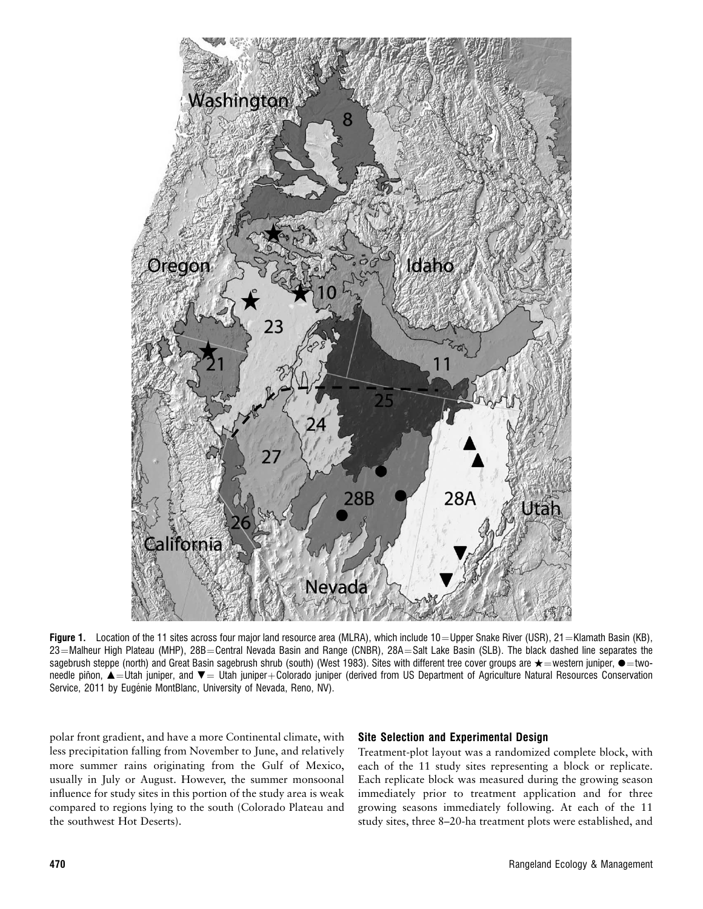Washington

8

Oregon

Idaho

10

23

21

11

25

24

27

28B

28A

Utah

26

California

Nevada

**Figure 1.** Location of the 11 sites across four major land resource area (MLRA), which include 10 = Upper Snake River (USR), 21 = Klamath Basin (KB), 23 = Malheur High Plateau (MHP), 28B = Central Nevada Basin and Range (CNBR), 28A = Salt Lake Basin (SLB). The black dashed line separates the sagebrush steppe (north) and Great Basin sagebrush shrub (south) (West 1983). Sites with different tree cover groups are ★ = western juniper, ● = two-needle piñon, ▲ = Utah juniper, and ▼ = Utah juniper + Colorado juniper (derived from US Department of Agriculture Natural Resources Conservation Service, 2011 by Eugénie MontBlanc, University of Nevada, Reno, NV).

polar front gradient, and have a more Continental climate, with less precipitation falling from November to June, and relatively more summer rains originating from the Gulf of Mexico, usually in July or August. However, the summer monsoonal influence for study sites in this portion of the study area is weak compared to regions lying to the south (Colorado Plateau and the southwest Hot Deserts).

## Site Selection and Experimental Design

Treatment-plot layout was a randomized complete block, with each of the 11 study sites representing a block or replicate. Each replicate block was measured during the growing season immediately prior to treatment application and for three growing seasons immediately following. At each of the 11 study sites, three 8–20-ha treatment plots were established, and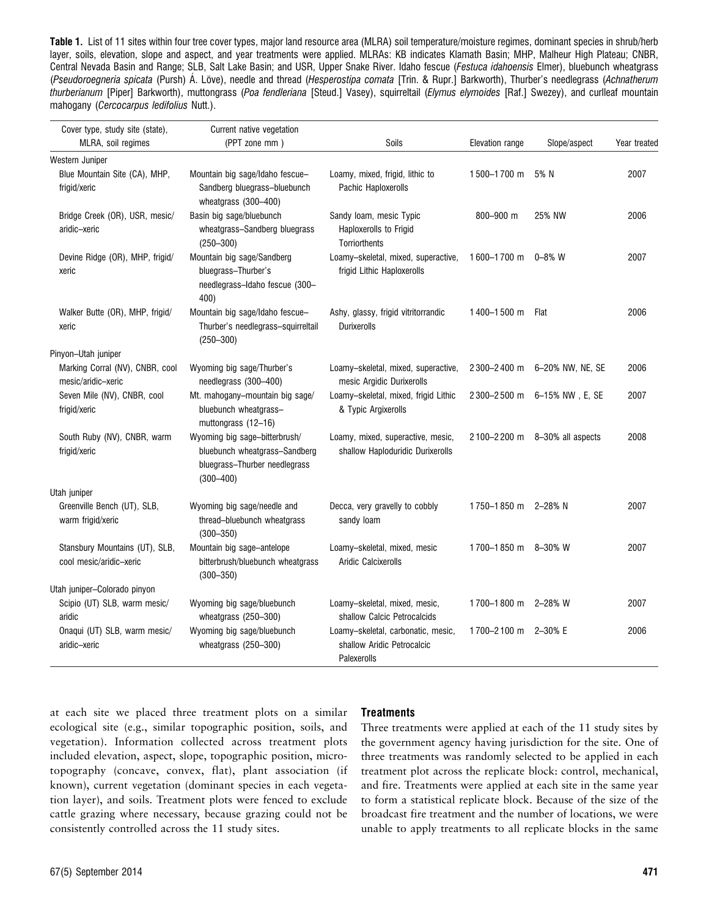**Table 1.** List of 11 sites within four tree cover types, major land resource area (MLRA) soil temperature/moisture regimes, dominant species in shrub/herb layer, soils, elevation, slope and aspect, and year treatments were applied. MLRAs: KB indicates Klamath Basin; MHP, Malheur High Plateau; CNBR, Central Nevada Basin and Range; SLB, Salt Lake Basin; and USR, Upper Snake River. Idaho fescue (*Festuca idahoensis* Elmer), bluebunch wheatgrass (*Pseudoroegneria spicata* (Pursh) Á. Löve), needle and thread (*Hesperostipa comata* [Trin. & Rupr.] Barkworth), Thurber's needlegrass (*Achnatherum thurberianum* [Piper] Barkworth), muttongrass (*Poa fendleriana* [Steud.] Vasey), squirreltail (*Elymus elymoides* [Raf.] Swezey), and curlleaf mountain mahogany (*Cercocarpus ledifolius* Nutt.).

| Cover type, study site (state), MLRA, soil regimes | Current native vegetation (PPT zone mm ) | Soils | Elevation range | Slope/aspect | Year treated |
|---|---|---|---|---|---|
| Western Juniper | | | | | |
| Blue Mountain Site (CA), MHP, frigid/xeric | Mountain big sage/Idaho fescue–Sandberg bluegrass–bluebunch wheatgrass (300–400) | Loamy, mixed, frigid, lithic to Pachic Haploxerolls | 1 500–1 700 m | 5% N | 2007 |
| Bridge Creek (OR), USR, mesic/aridic–xeric | Basin big sage/bluebunch wheatgrass–Sandberg bluegrass (250–300) | Sandy loam, mesic Typic Haploxerolls to Frigid Torriorthents | 800–900 m | 25% NW | 2006 |
| Devine Ridge (OR), MHP, frigid/xeric | Mountain big sage/Sandberg bluegrass–Thurber's needlegrass–Idaho fescue (300–400) | Loamy–skeletal, mixed, superactive, frigid Lithic Haploxerolls | 1 600–1 700 m | 0–8% W | 2007 |
| Walker Butte (OR), MHP, frigid/xeric | Mountain big sage/Idaho fescue–Thurber's needlegrass–squirreltail (250–300) | Ashy, glassy, frigid vitritorrandic Durixerolls | 1 400–1 500 m | Flat | 2006 |
| Pinyon–Utah juniper | | | | | |
| Marking Corral (NV), CNBR, cool mesic/aridic–xeric | Wyoming big sage/Thurber's needlegrass (300–400) | Loamy–skeletal, mixed, superactive, mesic Argidic Durixerolls | 2 300–2 400 m | 6–20% NW, NE, SE | 2006 |
| Seven Mile (NV), CNBR, cool frigid/xeric | Mt. mahogany–mountain big sage/bluebunch wheatgrass–muttongrass (12–16) | Loamy–skeletal, mixed, frigid Lithic & Typic Argixerolls | 2 300–2 500 m | 6–15% NW , E, SE | 2007 |
| South Ruby (NV), CNBR, warm frigid/xeric | Wyoming big sage–bitterbrush/bluebunch wheatgrass–Sandberg bluegrass–Thurber needlegrass (300–400) | Loamy, mixed, superactive, mesic, shallow Haploduridic Durixerolls | 2 100–2 200 m | 8–30% all aspects | 2008 |
| Utah juniper | | | | | |
| Greenville Bench (UT), SLB, warm frigid/xeric | Wyoming big sage/needle and thread–bluebunch wheatgrass (300–350) | Decca, very gravelly to cobbly sandy loam | 1 750–1 850 m | 2–28% N | 2007 |
| Stansbury Mountains (UT), SLB, cool mesic/aridic–xeric | Mountain big sage–antelope bitterbrush/bluebunch wheatgrass (300–350) | Loamy–skeletal, mixed, mesic Aridic Calcixerolls | 1 700–1 850 m | 8–30% W | 2007 |
| Utah juniper–Colorado pinyon | | | | | |
| Scipio (UT) SLB, warm mesic/aridic | Wyoming big sage/bluebunch wheatgrass (250–300) | Loamy–skeletal, mixed, mesic, shallow Calcic Petrocalcids | 1 700–1 800 m | 2–28% W | 2007 |
| Onaqui (UT) SLB, warm mesic/aridic–xeric | Wyoming big sage/bluebunch wheatgrass (250–300) | Loamy–skeletal, carbonatic, mesic, shallow Aridic Petrocalcic Palexerolls | 1 700–2 100 m | 2–30% E | 2006 |

at each site we placed three treatment plots on a similar ecological site (e.g., similar topographic position, soils, and vegetation). Information collected across treatment plots included elevation, aspect, slope, topographic position, microtopography (concave, convex, flat), plant association (if known), current vegetation (dominant species in each vegetation layer), and soils. Treatment plots were fenced to exclude cattle grazing where necessary, because grazing could not be consistently controlled across the 11 study sites.

### Treatments

Three treatments were applied at each of the 11 study sites by the government agency having jurisdiction for the site. One of three treatments was randomly selected to be applied in each treatment plot across the replicate block: control, mechanical, and fire. Treatments were applied at each site in the same year to form a statistical replicate block. Because of the size of the broadcast fire treatment and the number of locations, we were unable to apply treatments to all replicate blocks in the same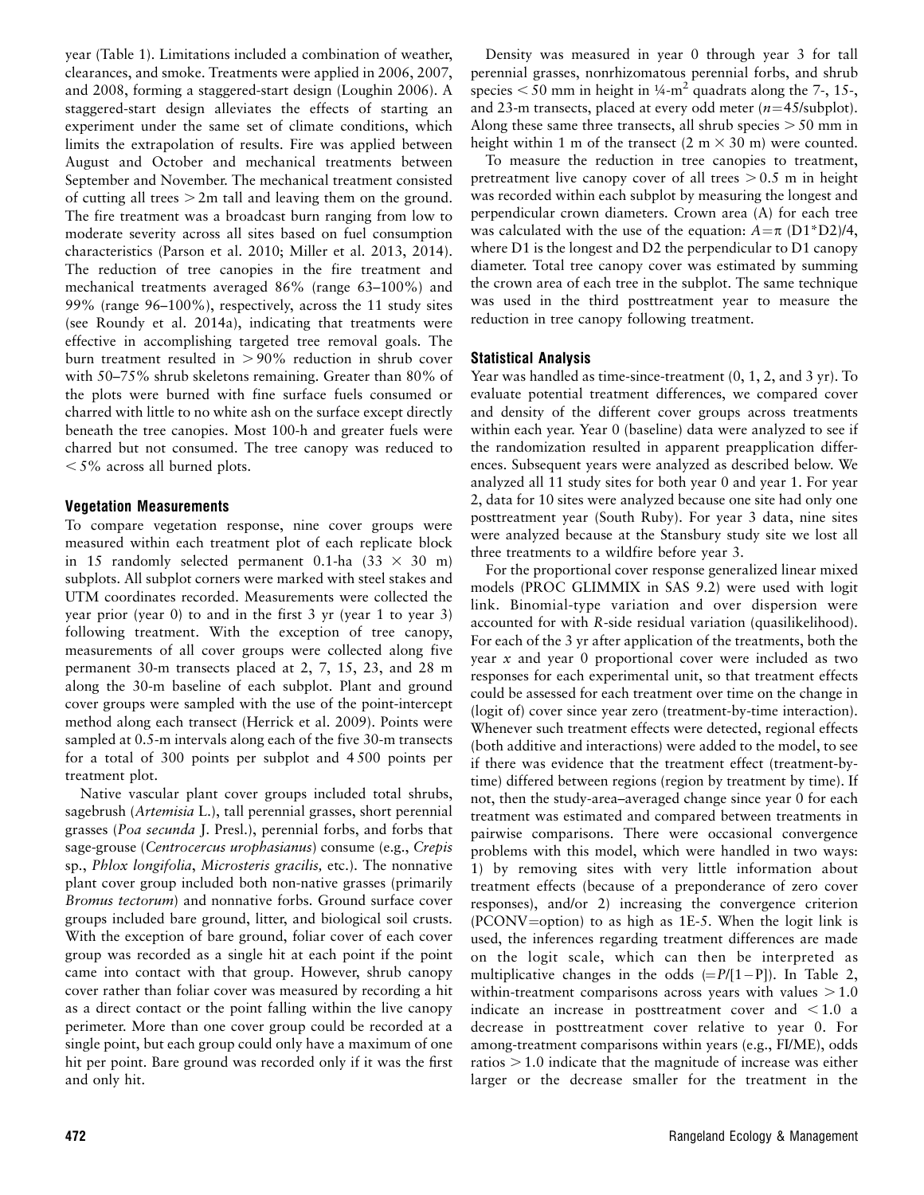year (Table 1). Limitations included a combination of weather, clearances, and smoke. Treatments were applied in 2006, 2007, and 2008, forming a staggered-start design (Loughin 2006). A staggered-start design alleviates the effects of starting an experiment under the same set of climate conditions, which limits the extrapolation of results. Fire was applied between August and October and mechanical treatments between September and November. The mechanical treatment consisted of cutting all trees $> 2$m tall and leaving them on the ground. The fire treatment was a broadcast burn ranging from low to moderate severity across all sites based on fuel consumption characteristics (Parson et al. 2010; Miller et al. 2013, 2014). The reduction of tree canopies in the fire treatment and mechanical treatments averaged 86% (range 63–100%) and 99% (range 96–100%), respectively, across the 11 study sites (see Roundy et al. 2014a), indicating that treatments were effective in accomplishing targeted tree removal goals. The burn treatment resulted in $> 90$% reduction in shrub cover with 50–75% shrub skeletons remaining. Greater than 80% of the plots were burned with fine surface fuels consumed or charred with little to no white ash on the surface except directly beneath the tree canopies. Most 100-h and greater fuels were charred but not consumed. The tree canopy was reduced to $< 5$% across all burned plots.

### Vegetation Measurements

To compare vegetation response, nine cover groups were measured within each treatment plot of each replicate block in 15 randomly selected permanent 0.1-ha ($33 \times 30$ m) subplots. All subplot corners were marked with steel stakes and UTM coordinates recorded. Measurements were collected the year prior (year 0) to and in the first 3 yr (year 1 to year 3) following treatment. With the exception of tree canopy, measurements of all cover groups were collected along five permanent 30-m transects placed at 2, 7, 15, 23, and 28 m along the 30-m baseline of each subplot. Plant and ground cover groups were sampled with the use of the point-intercept method along each transect (Herrick et al. 2009). Points were sampled at 0.5-m intervals along each of the five 30-m transects for a total of 300 points per subplot and 4 500 points per treatment plot.

Native vascular plant cover groups included total shrubs, sagebrush (*Artemisia* L.), tall perennial grasses, short perennial grasses (*Poa secunda* J. Presl.), perennial forbs, and forbs that sage-grouse (*Centrocercus urophasianus*) consume (e.g., *Crepis* sp., *Phlox longifolia*, *Microsteris gracilis*, etc.). The nonnative plant cover group included both non-native grasses (primarily *Bromus tectorum*) and nonnative forbs. Ground surface cover groups included bare ground, litter, and biological soil crusts. With the exception of bare ground, foliar cover of each cover group was recorded as a single hit at each point if the point came into contact with that group. However, shrub canopy cover rather than foliar cover was measured by recording a hit as a direct contact or the point falling within the live canopy perimeter. More than one cover group could be recorded at a single point, but each group could only have a maximum of one hit per point. Bare ground was recorded only if it was the first and only hit.

Density was measured in year 0 through year 3 for tall perennial grasses, nonrhizomatous perennial forbs, and shrub species $< 50$ mm in height in ¼-$m^2$ quadrats along the 7-, 15-, and 23-m transects, placed at every odd meter ($n = 45$/subplot). Along these same three transects, all shrub species $> 50$ mm in height within 1 m of the transect ($2$ m $\times$ $30$ m) were counted.

To measure the reduction in tree canopies to treatment, pretreatment live canopy cover of all trees $> 0.5$ m in height was recorded within each subplot by measuring the longest and perpendicular crown diameters. Crown area (A) for each tree was calculated with the use of the equation: $A = \pi\ (D1 * D2)/4$, where D1 is the longest and D2 the perpendicular to D1 canopy diameter. Total tree canopy cover was estimated by summing the crown area of each tree in the subplot. The same technique was used in the third posttreatment year to measure the reduction in tree canopy following treatment.

### Statistical Analysis

Year was handled as time-since-treatment (0, 1, 2, and 3 yr). To evaluate potential treatment differences, we compared cover and density of the different cover groups across treatments within each year. Year 0 (baseline) data were analyzed to see if the randomization resulted in apparent preapplication differences. Subsequent years were analyzed as described below. We analyzed all 11 study sites for both year 0 and year 1. For year 2, data for 10 sites were analyzed because one site had only one posttreatment year (South Ruby). For year 3 data, nine sites were analyzed because at the Stansbury study site we lost all three treatments to a wildfire before year 3.

For the proportional cover response generalized linear mixed models (PROC GLIMMIX in SAS 9.2) were used with logit link. Binomial-type variation and over dispersion were accounted for with *R*-side residual variation (quasilikelihood). For each of the 3 yr after application of the treatments, both the year *x* and year 0 proportional cover were included as two responses for each experimental unit, so that treatment effects could be assessed for each treatment over time on the change in (logit of) cover since year zero (treatment-by-time interaction). Whenever such treatment effects were detected, regional effects (both additive and interactions) were added to the model, to see if there was evidence that the treatment effect (treatment-by-time) differed between regions (region by treatment by time). If not, then the study-area–averaged change since year 0 for each treatment was estimated and compared between treatments in pairwise comparisons. There were occasional convergence problems with this model, which were handled in two ways: 1) by removing sites with very little information about treatment effects (because of a preponderance of zero cover responses), and/or 2) increasing the convergence criterion (PCONV=option) to as high as 1E-5. When the logit link is used, the inferences regarding treatment differences are made on the logit scale, which can then be interpreted as multiplicative changes in the odds ($= P/[1 - P]$). In Table 2, within-treatment comparisons across years with values $> 1.0$ indicate an increase in posttreatment cover and $< 1.0$ a decrease in posttreatment cover relative to year 0. For among-treatment comparisons within years (e.g., FI/ME), odds ratios $> 1.0$ indicate that the magnitude of increase was either larger or the decrease smaller for the treatment in the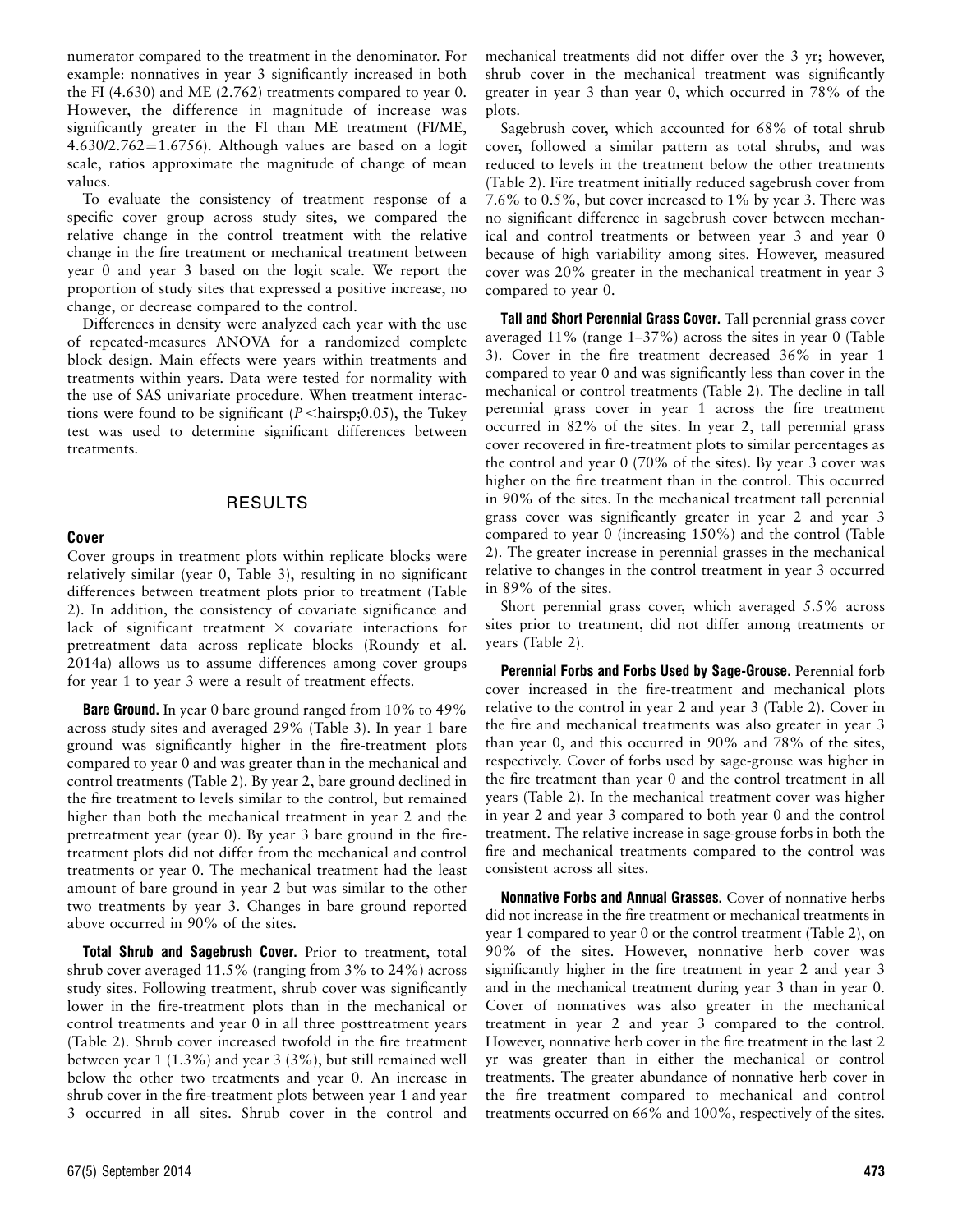numerator compared to the treatment in the denominator. For example: nonnatives in year 3 significantly increased in both the FI (4.630) and ME (2.762) treatments compared to year 0. However, the difference in magnitude of increase was significantly greater in the FI than ME treatment (FI/ME, 4.630/2.762 = 1.6756). Although values are based on a logit scale, ratios approximate the magnitude of change of mean values.

To evaluate the consistency of treatment response of a specific cover group across study sites, we compared the relative change in the control treatment with the relative change in the fire treatment or mechanical treatment between year 0 and year 3 based on the logit scale. We report the proportion of study sites that expressed a positive increase, no change, or decrease compared to the control.

Differences in density were analyzed each year with the use of repeated-measures ANOVA for a randomized complete block design. Main effects were years within treatments and treatments within years. Data were tested for normality with the use of SAS univariate procedure. When treatment interactions were found to be significant ($P$ <hairsp;0.05), the Tukey test was used to determine significant differences between treatments.

## RESULTS

### Cover

Cover groups in treatment plots within replicate blocks were relatively similar (year 0, Table 3), resulting in no significant differences between treatment plots prior to treatment (Table 2). In addition, the consistency of covariate significance and lack of significant treatment × covariate interactions for pretreatment data across replicate blocks (Roundy et al. 2014a) allows us to assume differences among cover groups for year 1 to year 3 were a result of treatment effects.

**Bare Ground.** In year 0 bare ground ranged from 10% to 49% across study sites and averaged 29% (Table 3). In year 1 bare ground was significantly higher in the fire-treatment plots compared to year 0 and was greater than in the mechanical and control treatments (Table 2). By year 2, bare ground declined in the fire treatment to levels similar to the control, but remained higher than both the mechanical treatment in year 2 and the pretreatment year (year 0). By year 3 bare ground in the fire-treatment plots did not differ from the mechanical and control treatments or year 0. The mechanical treatment had the least amount of bare ground in year 2 but was similar to the other two treatments by year 3. Changes in bare ground reported above occurred in 90% of the sites.

**Total Shrub and Sagebrush Cover.** Prior to treatment, total shrub cover averaged 11.5% (ranging from 3% to 24%) across study sites. Following treatment, shrub cover was significantly lower in the fire-treatment plots than in the mechanical or control treatments and year 0 in all three posttreatment years (Table 2). Shrub cover increased twofold in the fire treatment between year 1 (1.3%) and year 3 (3%), but still remained well below the other two treatments and year 0. An increase in shrub cover in the fire-treatment plots between year 1 and year 3 occurred in all sites. Shrub cover in the control and mechanical treatments did not differ over the 3 yr; however, shrub cover in the mechanical treatment was significantly greater in year 3 than year 0, which occurred in 78% of the plots.

Sagebrush cover, which accounted for 68% of total shrub cover, followed a similar pattern as total shrubs, and was reduced to levels in the treatment below the other treatments (Table 2). Fire treatment initially reduced sagebrush cover from 7.6% to 0.5%, but cover increased to 1% by year 3. There was no significant difference in sagebrush cover between mechanical and control treatments or between year 3 and year 0 because of high variability among sites. However, measured cover was 20% greater in the mechanical treatment in year 3 compared to year 0.

**Tall and Short Perennial Grass Cover.** Tall perennial grass cover averaged 11% (range 1–37%) across the sites in year 0 (Table 3). Cover in the fire treatment decreased 36% in year 1 compared to year 0 and was significantly less than cover in the mechanical or control treatments (Table 2). The decline in tall perennial grass cover in year 1 across the fire treatment occurred in 82% of the sites. In year 2, tall perennial grass cover recovered in fire-treatment plots to similar percentages as the control and year 0 (70% of the sites). By year 3 cover was higher on the fire treatment than in the control. This occurred in 90% of the sites. In the mechanical treatment tall perennial grass cover was significantly greater in year 2 and year 3 compared to year 0 (increasing 150%) and the control (Table 2). The greater increase in perennial grasses in the mechanical relative to changes in the control treatment in year 3 occurred in 89% of the sites.

Short perennial grass cover, which averaged 5.5% across sites prior to treatment, did not differ among treatments or years (Table 2).

**Perennial Forbs and Forbs Used by Sage-Grouse.** Perennial forb cover increased in the fire-treatment and mechanical plots relative to the control in year 2 and year 3 (Table 2). Cover in the fire and mechanical treatments was also greater in year 3 than year 0, and this occurred in 90% and 78% of the sites, respectively. Cover of forbs used by sage-grouse was higher in the fire treatment than year 0 and the control treatment in all years (Table 2). In the mechanical treatment cover was higher in year 2 and year 3 compared to both year 0 and the control treatment. The relative increase in sage-grouse forbs in both the fire and mechanical treatments compared to the control was consistent across all sites.

**Nonnative Forbs and Annual Grasses.** Cover of nonnative herbs did not increase in the fire treatment or mechanical treatments in year 1 compared to year 0 or the control treatment (Table 2), on 90% of the sites. However, nonnative herb cover was significantly higher in the fire treatment in year 2 and year 3 and in the mechanical treatment during year 3 than in year 0. Cover of nonnatives was also greater in the mechanical treatment in year 2 and year 3 compared to the control. However, nonnative herb cover in the fire treatment in the last 2 yr was greater than in either the mechanical or control treatments. The greater abundance of nonnative herb cover in the fire treatment compared to mechanical and control treatments occurred on 66% and 100%, respectively of the sites.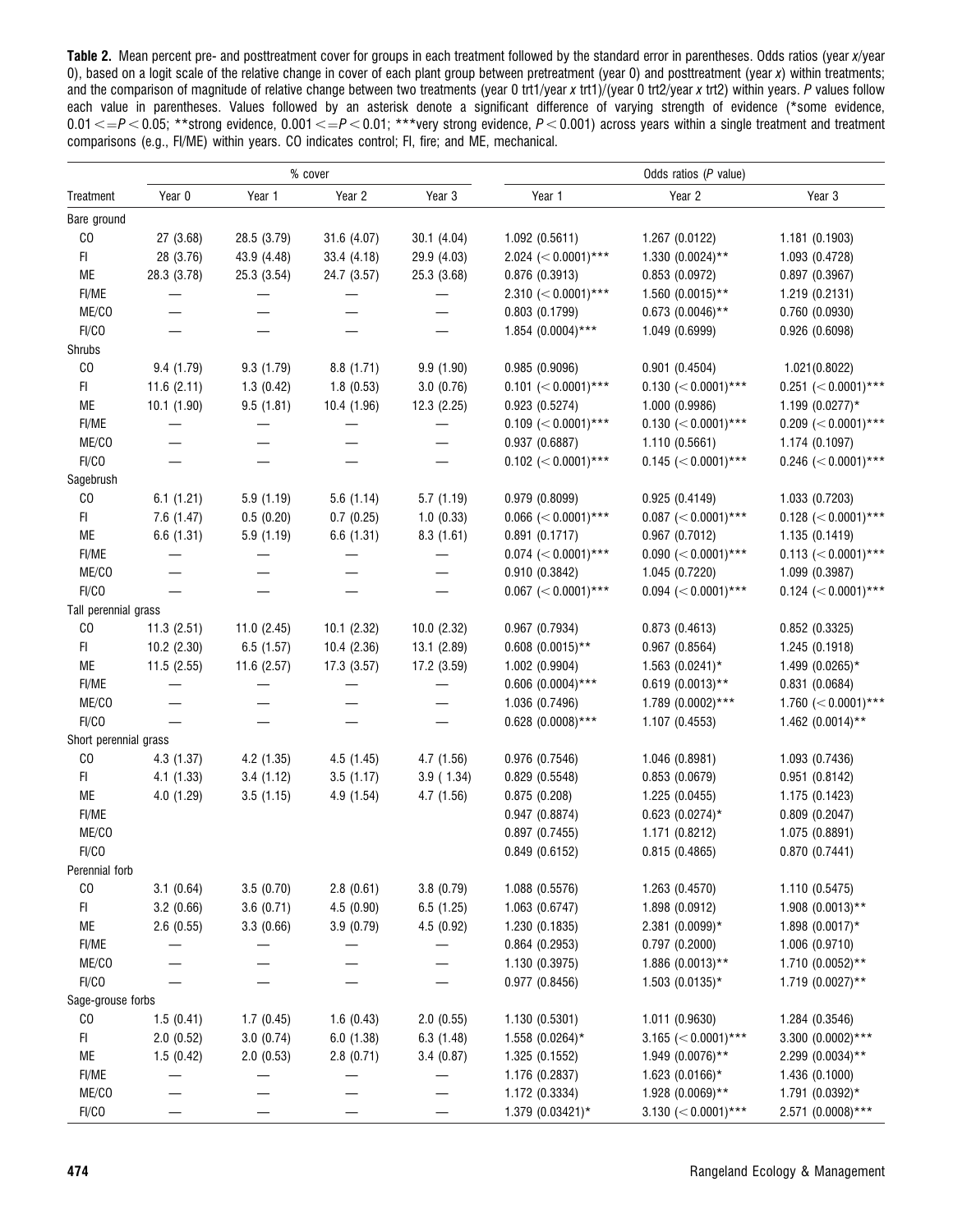**Table 2.** Mean percent pre- and posttreatment cover for groups in each treatment followed by the standard error in parentheses. Odds ratios (year *x*/year 0), based on a logit scale of the relative change in cover of each plant group between pretreatment (year 0) and posttreatment (year *x*) within treatments; and the comparison of magnitude of relative change between two treatments (year 0 trt1/year *x* trt1)/(year 0 trt2/year *x* trt2) within years. *P* values follow each value in parentheses. Values followed by an asterisk denote a significant difference of varying strength of evidence (*some evidence, $0.01 <= P < 0.05$; **strong evidence, $0.001 <= P < 0.01$; ***very strong evidence, $P < 0.001$) across years within a single treatment and treatment comparisons (e.g., FI/ME) within years. CO indicates control; FI, fire; and ME, mechanical.

| Treatment | % cover | | | | Odds ratios (*P* value) | | |
|---|---|---|---|---|---|---|---|
| | Year 0 | Year 1 | Year 2 | Year 3 | Year 1 | Year 2 | Year 3 |
| Bare ground | | | | | | | |
| CO | 27 (3.68) | 28.5 (3.79) | 31.6 (4.07) | 30.1 (4.04) | 1.092 (0.5611) | 1.267 (0.0122) | 1.181 (0.1903) |
| FI | 28 (3.76) | 43.9 (4.48) | 33.4 (4.18) | 29.9 (4.03) | 2.024 (< 0.0001)*** | 1.330 (0.0024)** | 1.093 (0.4728) |
| ME | 28.3 (3.78) | 25.3 (3.54) | 24.7 (3.57) | 25.3 (3.68) | 0.876 (0.3913) | 0.853 (0.0972) | 0.897 (0.3967) |
| FI/ME | — | — | — | — | 2.310 (< 0.0001)*** | 1.560 (0.0015)** | 1.219 (0.2131) |
| ME/CO | — | — | — | — | 0.803 (0.1799) | 0.673 (0.0046)** | 0.760 (0.0930) |
| FI/CO | — | — | — | — | 1.854 (0.0004)*** | 1.049 (0.6999) | 0.926 (0.6098) |
| Shrubs | | | | | | | |
| CO | 9.4 (1.79) | 9.3 (1.79) | 8.8 (1.71) | 9.9 (1.90) | 0.985 (0.9096) | 0.901 (0.4504) | 1.021(0.8022) |
| FI | 11.6 (2.11) | 1.3 (0.42) | 1.8 (0.53) | 3.0 (0.76) | 0.101 (< 0.0001)*** | 0.130 (< 0.0001)*** | 0.251 (< 0.0001)*** |
| ME | 10.1 (1.90) | 9.5 (1.81) | 10.4 (1.96) | 12.3 (2.25) | 0.923 (0.5274) | 1.000 (0.9986) | 1.199 (0.0277)* |
| FI/ME | — | — | — | — | 0.109 (< 0.0001)*** | 0.130 (< 0.0001)*** | 0.209 (< 0.0001)*** |
| ME/CO | — | — | — | — | 0.937 (0.6887) | 1.110 (0.5661) | 1.174 (0.1097) |
| FI/CO | — | — | — | — | 0.102 (< 0.0001)*** | 0.145 (< 0.0001)*** | 0.246 (< 0.0001)*** |
| Sagebrush | | | | | | | |
| CO | 6.1 (1.21) | 5.9 (1.19) | 5.6 (1.14) | 5.7 (1.19) | 0.979 (0.8099) | 0.925 (0.4149) | 1.033 (0.7203) |
| FI | 7.6 (1.47) | 0.5 (0.20) | 0.7 (0.25) | 1.0 (0.33) | 0.066 (< 0.0001)*** | 0.087 (< 0.0001)*** | 0.128 (< 0.0001)*** |
| ME | 6.6 (1.31) | 5.9 (1.19) | 6.6 (1.31) | 8.3 (1.61) | 0.891 (0.1717) | 0.967 (0.7012) | 1.135 (0.1419) |
| FI/ME | — | — | — | — | 0.074 (< 0.0001)*** | 0.090 (< 0.0001)*** | 0.113 (< 0.0001)*** |
| ME/CO | — | — | — | — | 0.910 (0.3842) | 1.045 (0.7220) | 1.099 (0.3987) |
| FI/CO | — | — | — | — | 0.067 (< 0.0001)*** | 0.094 (< 0.0001)*** | 0.124 (< 0.0001)*** |
| Tall perennial grass | | | | | | | |
| CO | 11.3 (2.51) | 11.0 (2.45) | 10.1 (2.32) | 10.0 (2.32) | 0.967 (0.7934) | 0.873 (0.4613) | 0.852 (0.3325) |
| FI | 10.2 (2.30) | 6.5 (1.57) | 10.4 (2.36) | 13.1 (2.89) | 0.608 (0.0015)** | 0.967 (0.8564) | 1.245 (0.1918) |
| ME | 11.5 (2.55) | 11.6 (2.57) | 17.3 (3.57) | 17.2 (3.59) | 1.002 (0.9904) | 1.563 (0.0241)* | 1.499 (0.0265)* |
| FI/ME | — | — | — | — | 0.606 (0.0004)*** | 0.619 (0.0013)** | 0.831 (0.0684) |
| ME/CO | — | — | — | — | 1.036 (0.7496) | 1.789 (0.0002)*** | 1.760 (< 0.0001)*** |
| FI/CO | — | — | — | — | 0.628 (0.0008)*** | 1.107 (0.4553) | 1.462 (0.0014)** |
| Short perennial grass | | | | | | | |
| CO | 4.3 (1.37) | 4.2 (1.35) | 4.5 (1.45) | 4.7 (1.56) | 0.976 (0.7546) | 1.046 (0.8981) | 1.093 (0.7436) |
| FI | 4.1 (1.33) | 3.4 (1.12) | 3.5 (1.17) | 3.9 ( 1.34) | 0.829 (0.5548) | 0.853 (0.0679) | 0.951 (0.8142) |
| ME | 4.0 (1.29) | 3.5 (1.15) | 4.9 (1.54) | 4.7 (1.56) | 0.875 (0.208) | 1.225 (0.0455) | 1.175 (0.1423) |
| FI/ME | | | | | 0.947 (0.8874) | 0.623 (0.0274)* | 0.809 (0.2047) |
| ME/CO | | | | | 0.897 (0.7455) | 1.171 (0.8212) | 1.075 (0.8891) |
| FI/CO | | | | | 0.849 (0.6152) | 0.815 (0.4865) | 0.870 (0.7441) |
| Perennial forb | | | | | | | |
| CO | 3.1 (0.64) | 3.5 (0.70) | 2.8 (0.61) | 3.8 (0.79) | 1.088 (0.5576) | 1.263 (0.4570) | 1.110 (0.5475) |
| FI | 3.2 (0.66) | 3.6 (0.71) | 4.5 (0.90) | 6.5 (1.25) | 1.063 (0.6747) | 1.898 (0.0912) | 1.908 (0.0013)** |
| ME | 2.6 (0.55) | 3.3 (0.66) | 3.9 (0.79) | 4.5 (0.92) | 1.230 (0.1835) | 2.381 (0.0099)* | 1.898 (0.0017)* |
| FI/ME | — | — | — | — | 0.864 (0.2953) | 0.797 (0.2000) | 1.006 (0.9710) |
| ME/CO | — | — | — | — | 1.130 (0.3975) | 1.886 (0.0013)** | 1.710 (0.0052)** |
| FI/CO | — | — | — | — | 0.977 (0.8456) | 1.503 (0.0135)* | 1.719 (0.0027)** |
| Sage-grouse forbs | | | | | | | |
| CO | 1.5 (0.41) | 1.7 (0.45) | 1.6 (0.43) | 2.0 (0.55) | 1.130 (0.5301) | 1.011 (0.9630) | 1.284 (0.3546) |
| FI | 2.0 (0.52) | 3.0 (0.74) | 6.0 (1.38) | 6.3 (1.48) | 1.558 (0.0264)* | 3.165 (< 0.0001)*** | 3.300 (0.0002)*** |
| ME | 1.5 (0.42) | 2.0 (0.53) | 2.8 (0.71) | 3.4 (0.87) | 1.325 (0.1552) | 1.949 (0.0076)** | 2.299 (0.0034)** |
| FI/ME | — | — | — | — | 1.176 (0.2837) | 1.623 (0.0166)* | 1.436 (0.1000) |
| ME/CO | — | — | — | — | 1.172 (0.3334) | 1.928 (0.0069)** | 1.791 (0.0392)* |
| FI/CO | — | — | — | — | 1.379 (0.03421)* | 3.130 (< 0.0001)*** | 2.571 (0.0008)*** |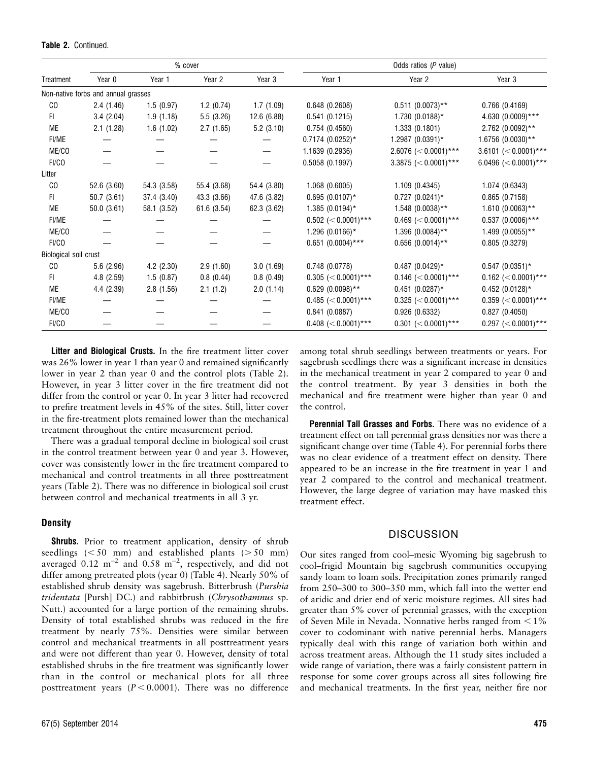**Table 2.** Continued.

| Treatment | % cover | | | | Odds ratios (*P* value) | | |
|---|---|---|---|---|---|---|---|
| | Year 0 | Year 1 | Year 2 | Year 3 | Year 1 | Year 2 | Year 3 |
| Non-native forbs and annual grasses | | | | | | | |
| CO | 2.4 (1.46) | 1.5 (0.97) | 1.2 (0.74) | 1.7 (1.09) | 0.648 (0.2608) | 0.511 (0.0073)** | 0.766 (0.4169) |
| FI | 3.4 (2.04) | 1.9 (1.18) | 5.5 (3.26) | 12.6 (6.88) | 0.541 (0.1215) | 1.730 (0.0188)* | 4.630 (0.0009)*** |
| ME | 2.1 (1.28) | 1.6 (1.02) | 2.7 (1.65) | 5.2 (3.10) | 0.754 (0.4560) | 1.333 (0.1801) | 2.762 (0.0092)** |
| FI/ME | — | — | — | — | 0.7174 (0.0252)* | 1.2987 (0.0391)* | 1.6756 (0.0030)** |
| ME/CO | — | — | — | — | 1.1639 (0.2936) | 2.6076 (< 0.0001)*** | 3.6101 (< 0.0001)*** |
| FI/CO | — | — | — | — | 0.5058 (0.1997) | 3.3875 (< 0.0001)*** | 6.0496 (< 0.0001)*** |
| Litter | | | | | | | |
| CO | 52.6 (3.60) | 54.3 (3.58) | 55.4 (3.68) | 54.4 (3.80) | 1.068 (0.6005) | 1.109 (0.4345) | 1.074 (0.6343) |
| FI | 50.7 (3.61) | 37.4 (3.40) | 43.3 (3.66) | 47.6 (3.82) | 0.695 (0.0107)* | 0.727 (0.0241)* | 0.865 (0.7158) |
| ME | 50.0 (3.61) | 58.1 (3.52) | 61.6 (3.54) | 62.3 (3.62) | 1.385 (0.0194)* | 1.548 (0.0038)** | 1.610 (0.0063)** |
| FI/ME | — | — | — | — | 0.502 (< 0.0001)*** | 0.469 (< 0.0001)*** | 0.537 (0.0006)*** |
| ME/CO | — | — | — | — | 1.296 (0.0166)* | 1.396 (0.0084)** | 1.499 (0.0055)** |
| FI/CO | — | — | — | — | 0.651 (0.0004)*** | 0.656 (0.0014)** | 0.805 (0.3279) |
| Biological soil crust | | | | | | | |
| CO | 5.6 (2.96) | 4.2 (2.30) | 2.9 (1.60) | 3.0 (1.69) | 0.748 (0.0778) | 0.487 (0.0429)* | 0.547 (0.0351)* |
| FI | 4.8 (2.59) | 1.5 (0.87) | 0.8 (0.44) | 0.8 (0.49) | 0.305 (< 0.0001)*** | 0.146 (< 0.0001)*** | 0.162 (< 0.0001)*** |
| ME | 4.4 (2.39) | 2.8 (1.56) | 2.1 (1.2) | 2.0 (1.14) | 0.629 (0.0098)** | 0.451 (0.0287)* | 0.452 (0.0128)* |
| FI/ME | — | — | — | — | 0.485 (< 0.0001)*** | 0.325 (< 0.0001)*** | 0.359 (< 0.0001)*** |
| ME/CO | — | — | — | — | 0.841 (0.0887) | 0.926 (0.6332) | 0.827 (0.4050) |
| FI/CO | — | — | — | — | 0.408 (< 0.0001)*** | 0.301 (< 0.0001)*** | 0.297 (< 0.0001)*** |

**Litter and Biological Crusts.** In the fire treatment litter cover was 26% lower in year 1 than year 0 and remained significantly lower in year 2 than year 0 and the control plots (Table 2). However, in year 3 litter cover in the fire treatment did not differ from the control or year 0. In year 3 litter had recovered to prefire treatment levels in 45% of the sites. Still, litter cover in the fire-treatment plots remained lower than the mechanical treatment throughout the entire measurement period.

There was a gradual temporal decline in biological soil crust in the control treatment between year 0 and year 3. However, cover was consistently lower in the fire treatment compared to mechanical and control treatments in all three posttreatment years (Table 2). There was no difference in biological soil crust between control and mechanical treatments in all 3 yr.

### Density

**Shrubs.** Prior to treatment application, density of shrub seedlings (< 50 mm) and established plants (> 50 mm) averaged 0.12 $m^{-2}$ and 0.58 $m^{-2}$, respectively, and did not differ among pretreated plots (year 0) (Table 4). Nearly 50% of established shrub density was sagebrush. Bitterbrush (*Purshia tridentata* [Pursh] DC.) and rabbitbrush (*Chrysothamnus* sp. Nutt.) accounted for a large portion of the remaining shrubs. Density of total established shrubs was reduced in the fire treatment by nearly 75%. Densities were similar between control and mechanical treatments in all posttreatment years and were not different than year 0. However, density of total established shrubs in the fire treatment was significantly lower than in the control or mechanical plots for all three posttreatment years ($P < 0.0001$). There was no difference among total shrub seedlings between treatments or years. For sagebrush seedlings there was a significant increase in densities in the mechanical treatment in year 2 compared to year 0 and the control treatment. By year 3 densities in both the mechanical and fire treatment were higher than year 0 and the control.

**Perennial Tall Grasses and Forbs.** There was no evidence of a treatment effect on tall perennial grass densities nor was there a significant change over time (Table 4). For perennial forbs there was no clear evidence of a treatment effect on density. There appeared to be an increase in the fire treatment in year 1 and year 2 compared to the control and mechanical treatment. However, the large degree of variation may have masked this treatment effect.

## DISCUSSION

Our sites ranged from cool–mesic Wyoming big sagebrush to cool–frigid Mountain big sagebrush communities occupying sandy loam to loam soils. Precipitation zones primarily ranged from 250–300 to 300–350 mm, which fall into the wetter end of aridic and drier end of xeric moisture regimes. All sites had greater than 5% cover of perennial grasses, with the exception of Seven Mile in Nevada. Nonnative herbs ranged from < 1% cover to codominant with native perennial herbs. Managers typically deal with this range of variation both within and across treatment areas. Although the 11 study sites included a wide range of variation, there was a fairly consistent pattern in response for some cover groups across all sites following fire and mechanical treatments. In the first year, neither fire nor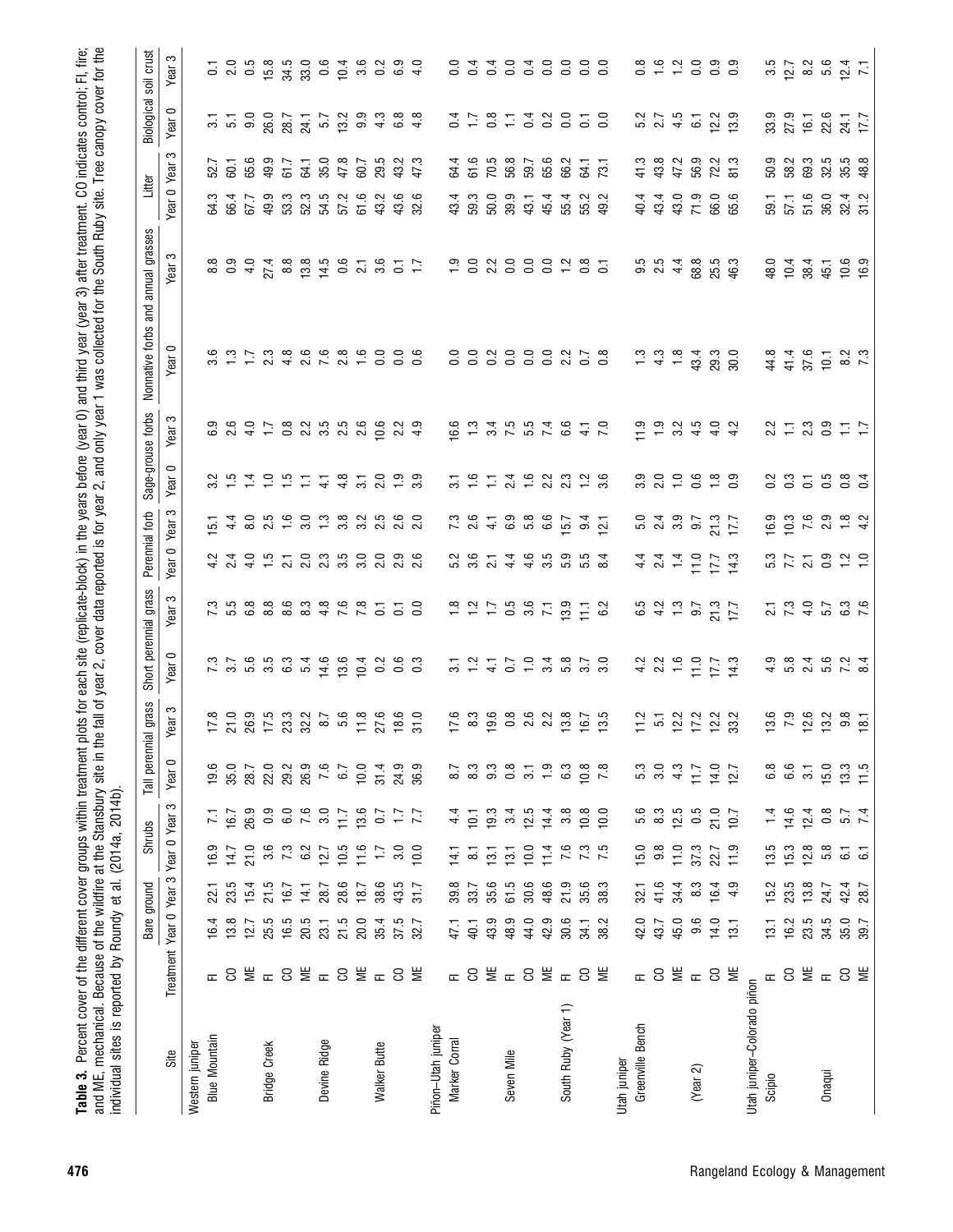**Table 3.** Percent cover of the different cover groups within treatment plots for each site (replicate-block) in the years before (year 0) and third year (year 3) after treatment. CO indicates control; FI, fire; and ME, mechanical. Because of the wildfire at the Stansbury site in the fall of year 2, cover data reported is for year 2, and only year 1 was collected for the South Ruby site. Tree canopy cover for the individual sites is reported by Roundy et al. (2014a, 2014b).

| Site | Treatment | Bare ground | | Shrubs | | Tall perennial grass | | Short perennial grass | | Perennial forb | | Sage-grouse forbs | | Nonnative forbs and annual grasses | | Litter | | Biological soil crust | |
|---|---|---|---|---|---|---|---|---|---|---|---|---|---|---|---|---|---|---|---|
| | | Year 0 | Year 3 | Year 0 | Year 3 | Year 0 | Year 3 | Year 0 | Year 3 | Year 0 | Year 3 | Year 0 | Year 3 | Year 0 | Year 3 | Year 0 | Year 3 | Year 0 | Year 3 |
| Western juniper | | | | | | | | | | | | | | | | | | | |
| Blue Mountain | FI | 16.4 | 22.1 | 16.9 | 7.1 | 19.6 | 17.8 | 7.3 | 7.3 | 4.2 | 15.1 | 3.2 | 6.9 | 3.6 | 8.8 | 64.3 | 52.7 | 3.1 | 0.1 |
| | CO | 13.8 | 23.5 | 14.7 | 16.7 | 35.0 | 21.0 | 3.7 | 5.5 | 2.4 | 4.4 | 1.5 | 2.6 | 1.3 | 0.9 | 66.4 | 60.1 | 5.1 | 2.0 |
| | ME | 12.7 | 15.4 | 21.0 | 26.9 | 28.7 | 26.9 | 5.6 | 6.8 | 4.0 | 8.0 | 1.4 | 4.0 | 1.7 | 4.0 | 67.7 | 65.6 | 9.0 | 0.5 |
| Bridge Creek | FI | 25.5 | 21.5 | 3.6 | 0.9 | 22.0 | 17.5 | 3.5 | 8.8 | 1.5 | 2.5 | 1.0 | 1.7 | 2.3 | 27.4 | 49.9 | 49.9 | 26.0 | 15.8 |
| | CO | 16.5 | 16.7 | 7.3 | 6.0 | 29.2 | 23.3 | 6.3 | 8.6 | 2.1 | 1.6 | 1.5 | 0.8 | 4.8 | 8.8 | 53.3 | 61.7 | 28.7 | 34.5 |
| | ME | 20.5 | 14.1 | 6.2 | 7.6 | 26.9 | 32.2 | 5.4 | 8.3 | 2.0 | 3.0 | 1.1 | 2.2 | 2.6 | 13.8 | 52.3 | 64.1 | 24.1 | 33.0 |
| Devine Ridge | FI | 23.1 | 28.7 | 12.7 | 3.0 | 7.6 | 8.7 | 14.6 | 4.8 | 2.3 | 1.3 | 4.1 | 3.5 | 7.6 | 14.5 | 54.5 | 35.0 | 5.7 | 0.6 |
| | CO | 21.5 | 28.6 | 10.5 | 11.7 | 6.7 | 5.6 | 13.6 | 7.6 | 3.5 | 3.8 | 4.8 | 2.5 | 2.8 | 0.6 | 57.2 | 47.8 | 13.2 | 10.4 |
| | ME | 20.0 | 18.7 | 11.6 | 13.6 | 10.0 | 11.8 | 10.4 | 7.8 | 3.0 | 3.2 | 3.1 | 2.6 | 1.6 | 2.1 | 61.6 | 60.7 | 9.9 | 3.6 |
| Walker Butte | FI | 35.4 | 38.6 | 1.7 | 0.7 | 31.4 | 27.6 | 0.2 | 0.1 | 2.0 | 2.5 | 2.0 | 10.6 | 0.0 | 3.6 | 43.2 | 29.5 | 4.3 | 0.2 |
| | CO | 37.5 | 43.5 | 3.0 | 1.7 | 24.9 | 18.6 | 0.6 | 0.1 | 2.9 | 2.6 | 1.9 | 2.2 | 0.0 | 0.1 | 43.6 | 43.2 | 6.8 | 6.9 |
| | ME | 32.7 | 31.7 | 10.0 | 7.7 | 36.9 | 31.0 | 0.3 | 0.0 | 2.6 | 2.0 | 3.9 | 4.9 | 0.6 | 1.7 | 32.6 | 47.3 | 4.8 | 4.0 |
| Piñon–Utah juniper | | | | | | | | | | | | | | | | | | | |
| Marker Corral | FI | 47.1 | 39.8 | 14.1 | 4.4 | 8.7 | 17.6 | 3.1 | 1.8 | 5.2 | 7.3 | 3.1 | 16.6 | 0.0 | 1.9 | 43.4 | 64.4 | 0.4 | 0.0 |
| | CO | 40.1 | 33.7 | 8.1 | 10.1 | 8.3 | 8.3 | 1.2 | 1.2 | 3.6 | 2.6 | 1.6 | 1.3 | 0.0 | 0.0 | 59.3 | 61.6 | 1.7 | 0.4 |
| | ME | 43.9 | 35.6 | 13.1 | 19.3 | 9.3 | 19.6 | 4.1 | 1.7 | 2.1 | 4.1 | 1.1 | 3.4 | 0.2 | 2.2 | 50.0 | 70.5 | 0.8 | 0.4 |
| Seven Mile | FI | 48.9 | 61.5 | 13.1 | 3.4 | 0.8 | 0.8 | 0.7 | 0.5 | 4.4 | 6.9 | 2.4 | 7.5 | 0.0 | 0.0 | 39.9 | 56.8 | 1.1 | 0.0 |
| | CO | 44.0 | 30.6 | 10.0 | 12.5 | 3.1 | 2.6 | 1.0 | 3.6 | 4.6 | 5.8 | 1.6 | 5.5 | 0.0 | 0.0 | 43.1 | 59.7 | 0.4 | 0.4 |
| | ME | 42.9 | 48.6 | 11.4 | 14.4 | 3.1 | 2.2 | 3.4 | 7.1 | 3.5 | 6.6 | 2.2 | 7.4 | 0.0 | 0.0 | 45.4 | 65.6 | 0.2 | 0.0 |
| South Ruby (Year 1) | FI | 30.6 | 21.9 | 7.6 | 3.8 | 6.3 | 13.8 | 5.8 | 13.9 | 5.9 | 15.7 | 2.3 | 6.6 | 2.2 | 1.2 | 55.4 | 66.2 | 0.0 | 0.0 |
| | CO | 34.1 | 35.6 | 7.3 | 10.8 | 10.8 | 16.7 | 3.7 | 11.1 | 5.5 | 9.4 | 1.2 | 4.1 | 0.7 | 0.8 | 55.2 | 64.1 | 0.1 | 0.0 |
| | ME | 38.2 | 38.3 | 7.5 | 10.0 | 7.8 | 13.5 | 3.0 | 6.2 | 8.4 | 12.1 | 3.6 | 7.0 | 0.8 | 0.1 | 49.2 | 73.1 | 0.0 | 0.0 |
| Utah juniper | | | | | | | | | | | | | | | | | | | |
| Greenville Bench | FI | 42.0 | 32.1 | 15.0 | 5.6 | 5.3 | 11.2 | 4.2 | 6.5 | 4.4 | 5.0 | 3.9 | 11.9 | 1.3 | 9.5 | 40.4 | 41.3 | 5.2 | 0.8 |
| | CO | 43.7 | 41.6 | 9.8 | 8.3 | 3.0 | 5.1 | 2.2 | 4.2 | 2.4 | 2.4 | 2.0 | 1.9 | 4.3 | 2.5 | 43.4 | 43.8 | 2.7 | 1.6 |
| | ME | 45.0 | 34.4 | 11.0 | 12.5 | 4.3 | 12.2 | 1.6 | 1.3 | 1.4 | 3.9 | 1.0 | 3.2 | 1.8 | 4.4 | 43.0 | 47.2 | 4.5 | 1.2 |
| (Year 2) | FI | 9.6 | 8.3 | 37.3 | 0.5 | 11.7 | 17.2 | 11.0 | 9.7 | 11.0 | 9.7 | 0.6 | 4.5 | 43.4 | 68.8 | 71.9 | 56.9 | 6.1 | 0.0 |
| | CO | 14.0 | 16.4 | 22.7 | 21.0 | 14.0 | 12.2 | 17.7 | 21.3 | 17.7 | 21.3 | 1.8 | 4.0 | 29.3 | 25.5 | 66.0 | 72.2 | 12.2 | 0.9 |
| | ME | 13.1 | 4.9 | 11.9 | 10.7 | 12.7 | 33.2 | 14.3 | 17.7 | 14.3 | 17.7 | 0.9 | 4.2 | 30.0 | 46.3 | 65.6 | 81.3 | 13.9 | 0.9 |
| Utah juniper–Colorado piñon | | | | | | | | | | | | | | | | | | | |
| Scipio | FI | 13.1 | 15.2 | 13.5 | 1.4 | 6.8 | 13.6 | 4.9 | 2.1 | 5.3 | 16.9 | 0.2 | 2.2 | 44.8 | 48.0 | 59.1 | 50.9 | 33.9 | 3.5 |
| | CO | 16.2 | 23.5 | 15.3 | 14.6 | 6.6 | 7.9 | 5.8 | 7.3 | 7.7 | 10.3 | 0.3 | 1.1 | 41.4 | 10.4 | 57.1 | 58.2 | 27.9 | 12.7 |
| | ME | 23.5 | 13.8 | 12.8 | 12.4 | 3.1 | 12.6 | 2.4 | 4.0 | 2.1 | 7.6 | 0.1 | 2.3 | 37.6 | 38.4 | 51.6 | 69.3 | 16.1 | 8.2 |
| Onaqui | FI | 34.5 | 24.7 | 5.8 | 0.8 | 15.0 | 13.2 | 5.6 | 5.7 | 0.9 | 2.9 | 0.5 | 0.9 | 10.1 | 45.1 | 36.0 | 32.5 | 22.6 | 5.6 |
| | CO | 35.0 | 42.4 | 6.1 | 5.7 | 13.3 | 9.8 | 7.2 | 6.3 | 1.2 | 1.8 | 0.8 | 1.1 | 8.2 | 10.6 | 32.4 | 35.5 | 24.1 | 12.4 |
| | ME | 39.7 | 28.7 | 6.1 | 7.4 | 11.5 | 18.1 | 8.4 | 7.6 | 1.0 | 4.2 | 0.4 | 1.7 | 7.3 | 16.9 | 31.2 | 48.8 | 17.7 | 7.1 |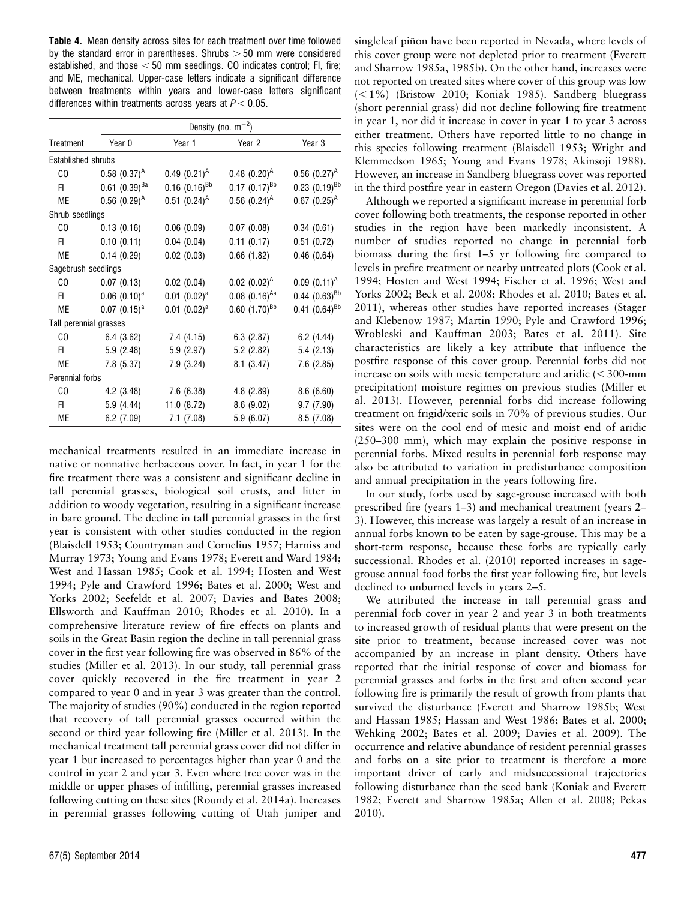**Table 4.** Mean density across sites for each treatment over time followed by the standard error in parentheses. Shrubs > 50 mm were considered established, and those < 50 mm seedlings. CO indicates control; FI, fire; and ME, mechanical. Upper-case letters indicate a significant difference between treatments within years and lower-case letters significant differences within treatments across years at $P < 0.05$.

| Treatment | Density (no. $m^{-2}$) | | | |
|---|---|---|---|---|
| | Year 0 | Year 1 | Year 2 | Year 3 |
| Established shrubs | | | | |
| CO | 0.58 (0.37)[A] | 0.49 (0.21)[A] | 0.48 (0.20)[A] | 0.56 (0.27)[A] |
| FI | 0.61 (0.39)[Ba] | 0.16 (0.16)[Bb] | 0.17 (0.17)[Bb] | 0.23 (0.19)[Bb] |
| ME | 0.56 (0.29)[A] | 0.51 (0.24)[A] | 0.56 (0.24)[A] | 0.67 (0.25)[A] |
| Shrub seedlings | | | | |
| CO | 0.13 (0.16) | 0.06 (0.09) | 0.07 (0.08) | 0.34 (0.61) |
| FI | 0.10 (0.11) | 0.04 (0.04) | 0.11 (0.17) | 0.51 (0.72) |
| ME | 0.14 (0.29) | 0.02 (0.03) | 0.66 (1.82) | 0.46 (0.64) |
| Sagebrush seedlings | | | | |
| CO | 0.07 (0.13) | 0.02 (0.04) | 0.02 (0.02)[A] | 0.09 (0.11)[A] |
| FI | 0.06 (0.10)[a] | 0.01 (0.02)[a] | 0.08 (0.16)[Aa] | 0.44 (0.63)[Bb] |
| ME | 0.07 (0.15)[a] | 0.01 (0.02)[a] | 0.60 (1.70)[Bb] | 0.41 (0.64)[Bb] |
| Tall perennial grasses | | | | |
| CO | 6.4 (3.62) | 7.4 (4.15) | 6.3 (2.87) | 6.2 (4.44) |
| FI | 5.9 (2.48) | 5.9 (2.97) | 5.2 (2.82) | 5.4 (2.13) |
| ME | 7.8 (5.37) | 7.9 (3.24) | 8.1 (3.47) | 7.6 (2.85) |
| Perennial forbs | | | | |
| CO | 4.2 (3.48) | 7.6 (6.38) | 4.8 (2.89) | 8.6 (6.60) |
| FI | 5.9 (4.44) | 11.0 (8.72) | 8.6 (9.02) | 9.7 (7.90) |
| ME | 6.2 (7.09) | 7.1 (7.08) | 5.9 (6.07) | 8.5 (7.08) |

mechanical treatments resulted in an immediate increase in native or nonnative herbaceous cover. In fact, in year 1 for the fire treatment there was a consistent and significant decline in tall perennial grasses, biological soil crusts, and litter in addition to woody vegetation, resulting in a significant increase in bare ground. The decline in tall perennial grasses in the first year is consistent with other studies conducted in the region (Blaisdell 1953; Countryman and Cornelius 1957; Harniss and Murray 1973; Young and Evans 1978; Everett and Ward 1984; West and Hassan 1985; Cook et al. 1994; Hosten and West 1994; Pyle and Crawford 1996; Bates et al. 2000; West and Yorks 2002; Seefeldt et al. 2007; Davies and Bates 2008; Ellsworth and Kauffman 2010; Rhodes et al. 2010). In a comprehensive literature review of fire effects on plants and soils in the Great Basin region the decline in tall perennial grass cover in the first year following fire was observed in 86% of the studies (Miller et al. 2013). In our study, tall perennial grass cover quickly recovered in the fire treatment in year 2 compared to year 0 and in year 3 was greater than the control. The majority of studies (90%) conducted in the region reported that recovery of tall perennial grasses occurred within the second or third year following fire (Miller et al. 2013). In the mechanical treatment tall perennial grass cover did not differ in year 1 but increased to percentages higher than year 0 and the control in year 2 and year 3. Even where tree cover was in the middle or upper phases of infilling, perennial grasses increased following cutting on these sites (Roundy et al. 2014a). Increases in perennial grasses following cutting of Utah juniper and singleleaf piñon have been reported in Nevada, where levels of this cover group were not depleted prior to treatment (Everett and Sharrow 1985a, 1985b). On the other hand, increases were not reported on treated sites where cover of this group was low (< 1%) (Bristow 2010; Koniak 1985). Sandberg bluegrass (short perennial grass) did not decline following fire treatment in year 1, nor did it increase in cover in year 1 to year 3 across either treatment. Others have reported little to no change in this species following treatment (Blaisdell 1953; Wright and Klemmedson 1965; Young and Evans 1978; Akinsoji 1988). However, an increase in Sandberg bluegrass cover was reported in the third postfire year in eastern Oregon (Davies et al. 2012).

Although we reported a significant increase in perennial forb cover following both treatments, the response reported in other studies in the region have been markedly inconsistent. A number of studies reported no change in perennial forb biomass during the first 1–5 yr following fire compared to levels in prefire treatment or nearby untreated plots (Cook et al. 1994; Hosten and West 1994; Fischer et al. 1996; West and Yorks 2002; Beck et al. 2008; Rhodes et al. 2010; Bates et al. 2011), whereas other studies have reported increases (Stager and Klebenow 1987; Martin 1990; Pyle and Crawford 1996; Wrobleski and Kauffman 2003; Bates et al. 2011). Site characteristics are likely a key attribute that influence the postfire response of this cover group. Perennial forbs did not increase on soils with mesic temperature and aridic (< 300-mm precipitation) moisture regimes on previous studies (Miller et al. 2013). However, perennial forbs did increase following treatment on frigid/xeric soils in 70% of previous studies. Our sites were on the cool end of mesic and moist end of aridic (250–300 mm), which may explain the positive response in perennial forbs. Mixed results in perennial forb response may also be attributed to variation in predisturbance composition and annual precipitation in the years following fire.

In our study, forbs used by sage-grouse increased with both prescribed fire (years 1–3) and mechanical treatment (years 2–3). However, this increase was largely a result of an increase in annual forbs known to be eaten by sage-grouse. This may be a short-term response, because these forbs are typically early successional. Rhodes et al. (2010) reported increases in sage-grouse annual food forbs the first year following fire, but levels declined to unburned levels in years 2–5.

We attributed the increase in tall perennial grass and perennial forb cover in year 2 and year 3 in both treatments to increased growth of residual plants that were present on the site prior to treatment, because increased cover was not accompanied by an increase in plant density. Others have reported that the initial response of cover and biomass for perennial grasses and forbs in the first and often second year following fire is primarily the result of growth from plants that survived the disturbance (Everett and Sharrow 1985b; West and Hassan 1985; Hassan and West 1986; Bates et al. 2000; Wehking 2002; Bates et al. 2009; Davies et al. 2009). The occurrence and relative abundance of resident perennial grasses and forbs on a site prior to treatment is therefore a more important driver of early and midsuccessional trajectories following disturbance than the seed bank (Koniak and Everett 1982; Everett and Sharrow 1985a; Allen et al. 2008; Pekas 2010).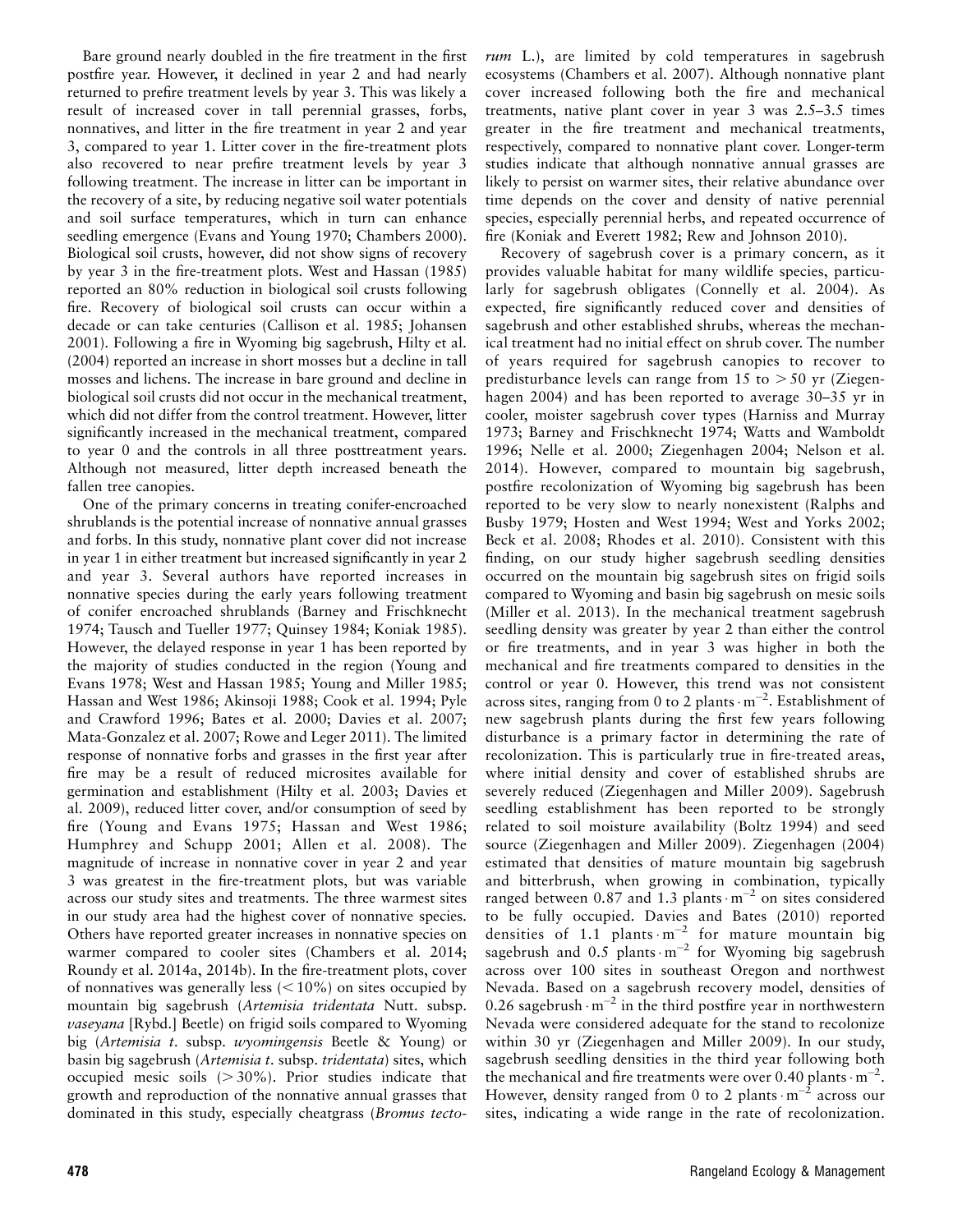Bare ground nearly doubled in the fire treatment in the first postfire year. However, it declined in year 2 and had nearly returned to prefire treatment levels by year 3. This was likely a result of increased cover in tall perennial grasses, forbs, nonnatives, and litter in the fire treatment in year 2 and year 3, compared to year 1. Litter cover in the fire-treatment plots also recovered to near prefire treatment levels by year 3 following treatment. The increase in litter can be important in the recovery of a site, by reducing negative soil water potentials and soil surface temperatures, which in turn can enhance seedling emergence (Evans and Young 1970; Chambers 2000). Biological soil crusts, however, did not show signs of recovery by year 3 in the fire-treatment plots. West and Hassan (1985) reported an 80% reduction in biological soil crusts following fire. Recovery of biological soil crusts can occur within a decade or can take centuries (Callison et al. 1985; Johansen 2001). Following a fire in Wyoming big sagebrush, Hilty et al. (2004) reported an increase in short mosses but a decline in tall mosses and lichens. The increase in bare ground and decline in biological soil crusts did not occur in the mechanical treatment, which did not differ from the control treatment. However, litter significantly increased in the mechanical treatment, compared to year 0 and the controls in all three posttreatment years. Although not measured, litter depth increased beneath the fallen tree canopies.

One of the primary concerns in treating conifer-encroached shrublands is the potential increase of nonnative annual grasses and forbs. In this study, nonnative plant cover did not increase in year 1 in either treatment but increased significantly in year 2 and year 3. Several authors have reported increases in nonnative species during the early years following treatment of conifer encroached shrublands (Barney and Frischknecht 1974; Tausch and Tueller 1977; Quinsey 1984; Koniak 1985). However, the delayed response in year 1 has been reported by the majority of studies conducted in the region (Young and Evans 1978; West and Hassan 1985; Young and Miller 1985; Hassan and West 1986; Akinsoji 1988; Cook et al. 1994; Pyle and Crawford 1996; Bates et al. 2000; Davies et al. 2007; Mata-Gonzalez et al. 2007; Rowe and Leger 2011). The limited response of nonnative forbs and grasses in the first year after fire may be a result of reduced microsites available for germination and establishment (Hilty et al. 2003; Davies et al. 2009), reduced litter cover, and/or consumption of seed by fire (Young and Evans 1975; Hassan and West 1986; Humphrey and Schupp 2001; Allen et al. 2008). The magnitude of increase in nonnative cover in year 2 and year 3 was greatest in the fire-treatment plots, but was variable across our study sites and treatments. The three warmest sites in our study area had the highest cover of nonnative species. Others have reported greater increases in nonnative species on warmer compared to cooler sites (Chambers et al. 2014; Roundy et al. 2014a, 2014b). In the fire-treatment plots, cover of nonnatives was generally less (< 10%) on sites occupied by mountain big sagebrush (*Artemisia tridentata* Nutt. subsp. *vaseyana* [Rybd.] Beetle) on frigid soils compared to Wyoming big (*Artemisia t.* subsp. *wyomingensis* Beetle & Young) or basin big sagebrush (*Artemisia t.* subsp. *tridentata*) sites, which occupied mesic soils (> 30%). Prior studies indicate that growth and reproduction of the nonnative annual grasses that dominated in this study, especially cheatgrass (*Bromus tectorum* L.), are limited by cold temperatures in sagebrush ecosystems (Chambers et al. 2007). Although nonnative plant cover increased following both the fire and mechanical treatments, native plant cover in year 3 was 2.5–3.5 times greater in the fire treatment and mechanical treatments, respectively, compared to nonnative plant cover. Longer-term studies indicate that although nonnative annual grasses are likely to persist on warmer sites, their relative abundance over time depends on the cover and density of native perennial species, especially perennial herbs, and repeated occurrence of fire (Koniak and Everett 1982; Rew and Johnson 2010).

Recovery of sagebrush cover is a primary concern, as it provides valuable habitat for many wildlife species, particularly for sagebrush obligates (Connelly et al. 2004). As expected, fire significantly reduced cover and densities of sagebrush and other established shrubs, whereas the mechanical treatment had no initial effect on shrub cover. The number of years required for sagebrush canopies to recover to predisturbance levels can range from 15 to > 50 yr (Ziegenhagen 2004) and has been reported to average 30–35 yr in cooler, moister sagebrush cover types (Harniss and Murray 1973; Barney and Frischknecht 1974; Watts and Wamboldt 1996; Nelle et al. 2000; Ziegenhagen 2004; Nelson et al. 2014). However, compared to mountain big sagebrush, postfire recolonization of Wyoming big sagebrush has been reported to be very slow to nearly nonexistent (Ralphs and Busby 1979; Hosten and West 1994; West and Yorks 2002; Beck et al. 2008; Rhodes et al. 2010). Consistent with this finding, on our study higher sagebrush seedling densities occurred on the mountain big sagebrush sites on frigid soils compared to Wyoming and basin big sagebrush on mesic soils (Miller et al. 2013). In the mechanical treatment sagebrush seedling density was greater by year 2 than either the control or fire treatments, and in year 3 was higher in both the mechanical and fire treatments compared to densities in the control or year 0. However, this trend was not consistent across sites, ranging from 0 to 2 plants $\cdot$ $m^{-2}$. Establishment of new sagebrush plants during the first few years following disturbance is a primary factor in determining the rate of recolonization. This is particularly true in fire-treated areas, where initial density and cover of established shrubs are severely reduced (Ziegenhagen and Miller 2009). Sagebrush seedling establishment has been reported to be strongly related to soil moisture availability (Boltz 1994) and seed source (Ziegenhagen and Miller 2009). Ziegenhagen (2004) estimated that densities of mature mountain big sagebrush and bitterbrush, when growing in combination, typically ranged between 0.87 and 1.3 plants $\cdot$ $m^{-2}$ on sites considered to be fully occupied. Davies and Bates (2010) reported densities of 1.1 plants $\cdot$ $m^{-2}$ for mature mountain big sagebrush and 0.5 plants $\cdot$ $m^{-2}$ for Wyoming big sagebrush across over 100 sites in southeast Oregon and northwest Nevada. Based on a sagebrush recovery model, densities of 0.26 sagebrush $\cdot$ $m^{-2}$ in the third postfire year in northwestern Nevada were considered adequate for the stand to recolonize within 30 yr (Ziegenhagen and Miller 2009). In our study, sagebrush seedling densities in the third year following both the mechanical and fire treatments were over 0.40 plants $\cdot$ $m^{-2}$. However, density ranged from 0 to 2 plants $\cdot$ $m^{-2}$ across our sites, indicating a wide range in the rate of recolonization.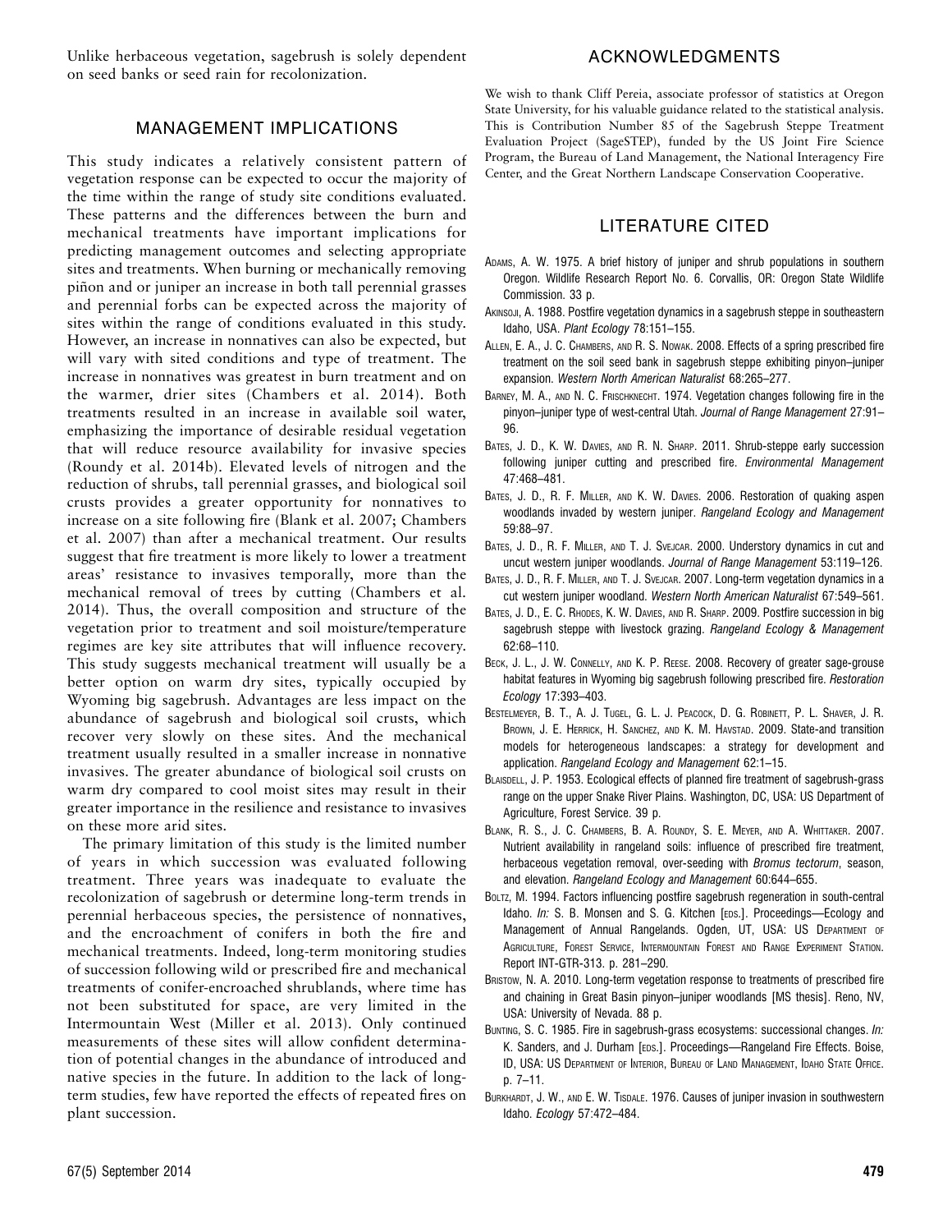Unlike herbaceous vegetation, sagebrush is solely dependent on seed banks or seed rain for recolonization.

## MANAGEMENT IMPLICATIONS

This study indicates a relatively consistent pattern of vegetation response can be expected to occur the majority of the time within the range of study site conditions evaluated. These patterns and the differences between the burn and mechanical treatments have important implications for predicting management outcomes and selecting appropriate sites and treatments. When burning or mechanically removing piñon and or juniper an increase in both tall perennial grasses and perennial forbs can be expected across the majority of sites within the range of conditions evaluated in this study. However, an increase in nonnatives can also be expected, but will vary with sited conditions and type of treatment. The increase in nonnatives was greatest in burn treatment and on the warmer, drier sites (Chambers et al. 2014). Both treatments resulted in an increase in available soil water, emphasizing the importance of desirable residual vegetation that will reduce resource availability for invasive species (Roundy et al. 2014b). Elevated levels of nitrogen and the reduction of shrubs, tall perennial grasses, and biological soil crusts provides a greater opportunity for nonnatives to increase on a site following fire (Blank et al. 2007; Chambers et al. 2007) than after a mechanical treatment. Our results suggest that fire treatment is more likely to lower a treatment areas' resistance to invasives temporally, more than the mechanical removal of trees by cutting (Chambers et al. 2014). Thus, the overall composition and structure of the vegetation prior to treatment and soil moisture/temperature regimes are key site attributes that will influence recovery. This study suggests mechanical treatment will usually be a better option on warm dry sites, typically occupied by Wyoming big sagebrush. Advantages are less impact on the abundance of sagebrush and biological soil crusts, which recover very slowly on these sites. And the mechanical treatment usually resulted in a smaller increase in nonnative invasives. The greater abundance of biological soil crusts on warm dry compared to cool moist sites may result in their greater importance in the resilience and resistance to invasives on these more arid sites.

The primary limitation of this study is the limited number of years in which succession was evaluated following treatment. Three years was inadequate to evaluate the recolonization of sagebrush or determine long-term trends in perennial herbaceous species, the persistence of nonnatives, and the encroachment of conifers in both the fire and mechanical treatments. Indeed, long-term monitoring studies of succession following wild or prescribed fire and mechanical treatments of conifer-encroached shrublands, where time has not been substituted for space, are very limited in the Intermountain West (Miller et al. 2013). Only continued measurements of these sites will allow confident determination of potential changes in the abundance of introduced and native species in the future. In addition to the lack of long-term studies, few have reported the effects of repeated fires on plant succession.

## ACKNOWLEDGMENTS

We wish to thank Cliff Pereia, associate professor of statistics at Oregon State University, for his valuable guidance related to the statistical analysis. This is Contribution Number 85 of the Sagebrush Steppe Treatment Evaluation Project (SageSTEP), funded by the US Joint Fire Science Program, the Bureau of Land Management, the National Interagency Fire Center, and the Great Northern Landscape Conservation Cooperative.

## LITERATURE CITED

Adams, A. W. 1975. A brief history of juniper and shrub populations in southern Oregon. Wildlife Research Report No. 6. Corvallis, OR: Oregon State Wildlife Commission. 33 p.

Akinsoji, A. 1988. Postfire vegetation dynamics in a sagebrush steppe in southeastern Idaho, USA. *Plant Ecology* 78:151–155.

Allen, E. A., J. C. Chambers, and R. S. Nowak. 2008. Effects of a spring prescribed fire treatment on the soil seed bank in sagebrush steppe exhibiting pinyon–juniper expansion. *Western North American Naturalist* 68:265–277.

Barney, M. A., and N. C. Frischknecht. 1974. Vegetation changes following fire in the pinyon–juniper type of west-central Utah. *Journal of Range Management* 27:91–96.

Bates, J. D., K. W. Davies, and R. N. Sharp. 2011. Shrub-steppe early succession following juniper cutting and prescribed fire. *Environmental Management* 47:468–481.

Bates, J. D., R. F. Miller, and K. W. Davies. 2006. Restoration of quaking aspen woodlands invaded by western juniper. *Rangeland Ecology and Management* 59:88–97.

Bates, J. D., R. F. Miller, and T. J. Svejcar. 2000. Understory dynamics in cut and uncut western juniper woodlands. *Journal of Range Management* 53:119–126.

Bates, J. D., R. F. Miller, and T. J. Svejcar. 2007. Long-term vegetation dynamics in a cut western juniper woodland. *Western North American Naturalist* 67:549–561.

Bates, J. D., E. C. Rhodes, K. W. Davies, and R. Sharp. 2009. Postfire succession in big sagebrush steppe with livestock grazing. *Rangeland Ecology & Management* 62:68–110.

Beck, J. L., J. W. Connelly, and K. P. Reese. 2008. Recovery of greater sage-grouse habitat features in Wyoming big sagebrush following prescribed fire. *Restoration Ecology* 17:393–403.

Bestelmeyer, B. T., A. J. Tugel, G. L. J. Peacock, D. G. Robinett, P. L. Shaver, J. R. Brown, J. E. Herrick, H. Sanchez, and K. M. Havstad. 2009. State-and transition models for heterogeneous landscapes: a strategy for development and application. *Rangeland Ecology and Management* 62:1–15.

Blaisdell, J. P. 1953. Ecological effects of planned fire treatment of sagebrush-grass range on the upper Snake River Plains. Washington, DC, USA: US Department of Agriculture, Forest Service. 39 p.

Blank, R. S., J. C. Chambers, B. A. Roundy, S. E. Meyer, and A. Whittaker. 2007. Nutrient availability in rangeland soils: influence of prescribed fire treatment, herbaceous vegetation removal, over-seeding with *Bromus tectorum*, season, and elevation. *Rangeland Ecology and Management* 60:644–655.

Boltz, M. 1994. Factors influencing postfire sagebrush regeneration in south-central Idaho. *In:* S. B. Monsen and S. G. Kitchen [eds.]. Proceedings—Ecology and Management of Annual Rangelands. Ogden, UT, USA: US Department of Agriculture, Forest Service, Intermountain Forest and Range Experiment Station. Report INT-GTR-313. p. 281–290.

Bristow, N. A. 2010. Long-term vegetation response to treatments of prescribed fire and chaining in Great Basin pinyon–juniper woodlands [MS thesis]. Reno, NV, USA: University of Nevada. 88 p.

Bunting, S. C. 1985. Fire in sagebrush-grass ecosystems: successional changes. *In:* K. Sanders, and J. Durham [eds.]. Proceedings—Rangeland Fire Effects. Boise, ID, USA: US Department of Interior, Bureau of Land Management, Idaho State Office. p. 7–11.

Burkhardt, J. W., and E. W. Tisdale. 1976. Causes of juniper invasion in southwestern Idaho. *Ecology* 57:472–484.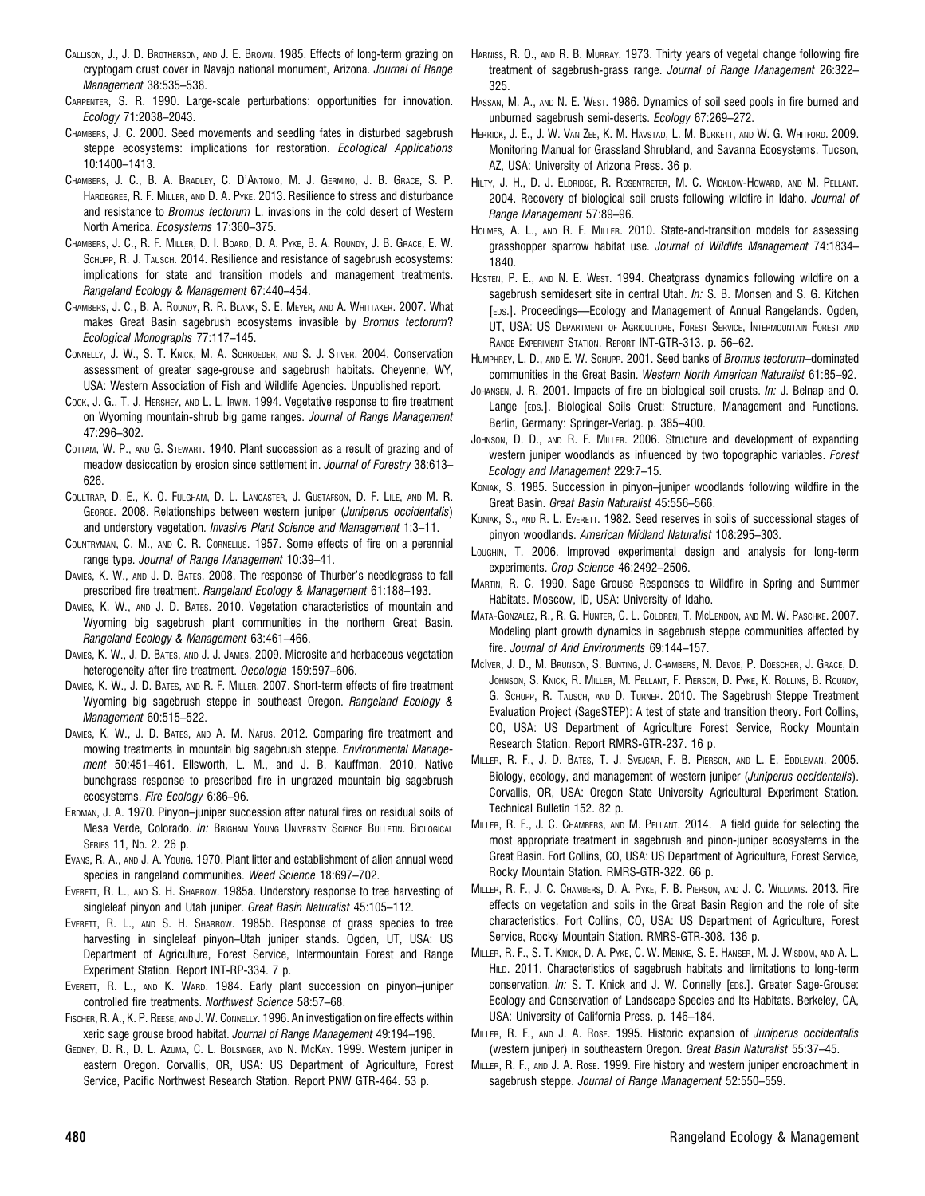Callison, J., J. D. Brotherson, and J. E. Brown. 1985. Effects of long-term grazing on cryptogam crust cover in Navajo national monument, Arizona. *Journal of Range Management* 38:535–538.

Carpenter, S. R. 1990. Large-scale perturbations: opportunities for innovation. *Ecology* 71:2038–2043.

Chambers, J. C. 2000. Seed movements and seedling fates in disturbed sagebrush steppe ecosystems: implications for restoration. *Ecological Applications* 10:1400–1413.

Chambers, J. C., B. A. Bradley, C. D'Antonio, M. J. Germino, J. B. Grace, S. P. Hardegree, R. F. Miller, and D. A. Pyke. 2013. Resilience to stress and disturbance and resistance to *Bromus tectorum* L. invasions in the cold desert of Western North America. *Ecosystems* 17:360–375.

Chambers, J. C., R. F. Miller, D. I. Board, D. A. Pyke, B. A. Roundy, J. B. Grace, E. W. Schupp, R. J. Tausch. 2014. Resilience and resistance of sagebrush ecosystems: implications for state and transition models and management treatments. *Rangeland Ecology & Management* 67:440–454.

Chambers, J. C., B. A. Roundy, R. R. Blank, S. E. Meyer, and A. Whittaker. 2007. What makes Great Basin sagebrush ecosystems invasible by *Bromus tectorum*? *Ecological Monographs* 77:117–145.

Connelly, J. W., S. T. Knick, M. A. Schroeder, and S. J. Stiver. 2004. Conservation assessment of greater sage-grouse and sagebrush habitats. Cheyenne, WY, USA: Western Association of Fish and Wildlife Agencies. Unpublished report.

Cook, J. G., T. J. Hershey, and L. L. Irwin. 1994. Vegetative response to fire treatment on Wyoming mountain-shrub big game ranges. *Journal of Range Management* 47:296–302.

Cottam, W. P., and G. Stewart. 1940. Plant succession as a result of grazing and of meadow desiccation by erosion since settlement in. *Journal of Forestry* 38:613–626.

Coultrap, D. E., K. O. Fulgham, D. L. Lancaster, J. Gustafson, D. F. Lile, and M. R. George. 2008. Relationships between western juniper (*Juniperus occidentalis*) and understory vegetation. *Invasive Plant Science and Management* 1:3–11.

Countryman, C. M., and C. R. Cornelius. 1957. Some effects of fire on a perennial range type. *Journal of Range Management* 10:39–41.

Davies, K. W., and J. D. Bates. 2008. The response of Thurber's needlegrass to fall prescribed fire treatment. *Rangeland Ecology & Management* 61:188–193.

Davies, K. W., and J. D. Bates. 2010. Vegetation characteristics of mountain and Wyoming big sagebrush plant communities in the northern Great Basin. *Rangeland Ecology & Management* 63:461–466.

Davies, K. W., J. D. Bates, and J. J. James. 2009. Microsite and herbaceous vegetation heterogeneity after fire treatment. *Oecologia* 159:597–606.

Davies, K. W., J. D. Bates, and R. F. Miller. 2007. Short-term effects of fire treatment Wyoming big sagebrush steppe in southeast Oregon. *Rangeland Ecology & Management* 60:515–522.

Davies, K. W., J. D. Bates, and A. M. Nafus. 2012. Comparing fire treatment and mowing treatments in mountain big sagebrush steppe. *Environmental Management* 50:451–461. Ellsworth, L. M., and J. B. Kauffman. 2010. Native bunchgrass response to prescribed fire in ungrazed mountain big sagebrush ecosystems. *Fire Ecology* 6:86–96.

Erdman, J. A. 1970. Pinyon–juniper succession after natural fires on residual soils of Mesa Verde, Colorado. *In:* Brigham Young University Science Bulletin. Biological Series 11, No. 2. 26 p.

Evans, R. A., and J. A. Young. 1970. Plant litter and establishment of alien annual weed species in rangeland communities. *Weed Science* 18:697–702.

Everett, R. L., and S. H. Sharrow. 1985a. Understory response to tree harvesting of singleleaf pinyon and Utah juniper. *Great Basin Naturalist* 45:105–112.

Everett, R. L., and S. H. Sharrow. 1985b. Response of grass species to tree harvesting in singleleaf pinyon–Utah juniper stands. Ogden, UT, USA: US Department of Agriculture, Forest Service, Intermountain Forest and Range Experiment Station. Report INT-RP-334. 7 p.

Everett, R. L., and K. Ward. 1984. Early plant succession on pinyon–juniper controlled fire treatments. *Northwest Science* 58:57–68.

Fischer, R. A., K. P. Reese, and J. W. Connelly. 1996. An investigation on fire effects within xeric sage grouse brood habitat. *Journal of Range Management* 49:194–198.

Gedney, D. R., D. L. Azuma, C. L. Bolsinger, and N. McKay. 1999. Western juniper in eastern Oregon. Corvallis, OR, USA: US Department of Agriculture, Forest Service, Pacific Northwest Research Station. Report PNW GTR-464. 53 p.

Harniss, R. O., and R. B. Murray. 1973. Thirty years of vegetal change following fire treatment of sagebrush-grass range. *Journal of Range Management* 26:322–325.

Hassan, M. A., and N. E. West. 1986. Dynamics of soil seed pools in fire burned and unburned sagebrush semi-deserts. *Ecology* 67:269–272.

Herrick, J. E., J. W. Van Zee, K. M. Havstad, L. M. Burkett, and W. G. Whitford. 2009. Monitoring Manual for Grassland Shrubland, and Savanna Ecosystems. Tucson, AZ, USA: University of Arizona Press. 36 p.

Hilty, J. H., D. J. Eldridge, R. Rosentreter, M. C. Wicklow-Howard, and M. Pellant. 2004. Recovery of biological soil crusts following wildfire in Idaho. *Journal of Range Management* 57:89–96.

Holmes, A. L., and R. F. Miller. 2010. State-and-transition models for assessing grasshopper sparrow habitat use. *Journal of Wildlife Management* 74:1834–1840.

Hosten, P. E., and N. E. West. 1994. Cheatgrass dynamics following wildfire on a sagebrush semidesert site in central Utah. *In:* S. B. Monsen and S. G. Kitchen [eds.]. Proceedings—Ecology and Management of Annual Rangelands. Ogden, UT, USA: US Department of Agriculture, Forest Service, Intermountain Forest and Range Experiment Station. Report INT-GTR-313. p. 56–62.

Humphrey, L. D., and E. W. Schupp. 2001. Seed banks of *Bromus tectorum*–dominated communities in the Great Basin. *Western North American Naturalist* 61:85–92.

Johansen, J. R. 2001. Impacts of fire on biological soil crusts. *In:* J. Belnap and O. Lange [eds.]. Biological Soils Crust: Structure, Management and Functions. Berlin, Germany: Springer-Verlag. p. 385–400.

Johnson, D. D., and R. F. Miller. 2006. Structure and development of expanding western juniper woodlands as influenced by two topographic variables. *Forest Ecology and Management* 229:7–15.

Koniak, S. 1985. Succession in pinyon–juniper woodlands following wildfire in the Great Basin. *Great Basin Naturalist* 45:556–566.

Koniak, S., and R. L. Everett. 1982. Seed reserves in soils of successional stages of pinyon woodlands. *American Midland Naturalist* 108:295–303.

Loughin, T. 2006. Improved experimental design and analysis for long-term experiments. *Crop Science* 46:2492–2506.

Martin, R. C. 1990. Sage Grouse Responses to Wildfire in Spring and Summer Habitats. Moscow, ID, USA: University of Idaho.

Mata-Gonzalez, R., R. G. Hunter, C. L. Coldren, T. McLendon, and M. W. Paschke. 2007. Modeling plant growth dynamics in sagebrush steppe communities affected by fire. *Journal of Arid Environments* 69:144–157.

McIver, J. D., M. Brunson, S. Bunting, J. Chambers, N. Devoe, P. Doescher, J. Grace, D. Johnson, S. Knick, R. Miller, M. Pellant, F. Pierson, D. Pyke, K. Rollins, B. Roundy, G. Schupp, R. Tausch, and D. Turner. 2010. The Sagebrush Steppe Treatment Evaluation Project (SageSTEP): A test of state and transition theory. Fort Collins, CO, USA: US Department of Agriculture Forest Service, Rocky Mountain Research Station. Report RMRS-GTR-237. 16 p.

Miller, R. F., J. D. Bates, T. J. Svejcar, F. B. Pierson, and L. E. Eddleman. 2005. Biology, ecology, and management of western juniper (*Juniperus occidentalis*). Corvallis, OR, USA: Oregon State University Agricultural Experiment Station. Technical Bulletin 152. 82 p.

Miller, R. F., J. C. Chambers, and M. Pellant. 2014. A field guide for selecting the most appropriate treatment in sagebrush and pinon-juniper ecosystems in the Great Basin. Fort Collins, CO, USA: US Department of Agriculture, Forest Service, Rocky Mountain Station. RMRS-GTR-322. 66 p.

Miller, R. F., J. C. Chambers, D. A. Pyke, F. B. Pierson, and J. C. Williams. 2013. Fire effects on vegetation and soils in the Great Basin Region and the role of site characteristics. Fort Collins, CO, USA: US Department of Agriculture, Forest Service, Rocky Mountain Station. RMRS-GTR-308. 136 p.

Miller, R. F., S. T. Knick, D. A. Pyke, C. W. Meinke, S. E. Hanser, M. J. Wisdom, and A. L. Hild. 2011. Characteristics of sagebrush habitats and limitations to long-term conservation. *In:* S. T. Knick and J. W. Connelly [eds.]. Greater Sage-Grouse: Ecology and Conservation of Landscape Species and Its Habitats. Berkeley, CA, USA: University of California Press. p. 146–184.

Miller, R. F., and J. A. Rose. 1995. Historic expansion of *Juniperus occidentalis* (western juniper) in southeastern Oregon. *Great Basin Naturalist* 55:37–45.

Miller, R. F., and J. A. Rose. 1999. Fire history and western juniper encroachment in sagebrush steppe. *Journal of Range Management* 52:550–559.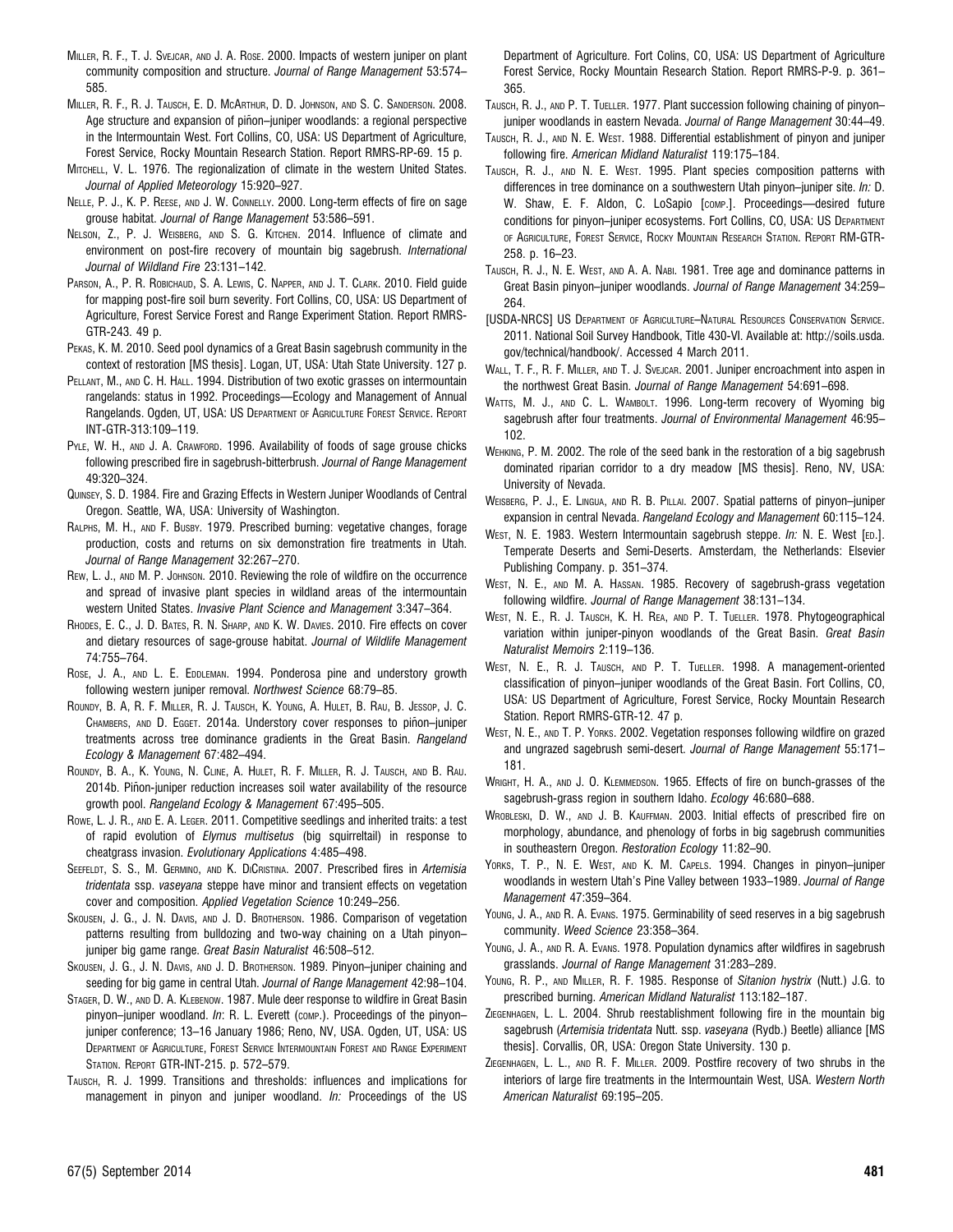Miller, R. F., T. J. Svejcar, and J. A. Rose. 2000. Impacts of western juniper on plant community composition and structure. *Journal of Range Management* 53:574–585.

Miller, R. F., R. J. Tausch, E. D. McArthur, D. D. Johnson, and S. C. Sanderson. 2008. Age structure and expansion of piñon–juniper woodlands: a regional perspective in the Intermountain West. Fort Collins, CO, USA: US Department of Agriculture, Forest Service, Rocky Mountain Research Station. Report RMRS-RP-69. 15 p.

Mitchell, V. L. 1976. The regionalization of climate in the western United States. *Journal of Applied Meteorology* 15:920–927.

Nelle, P. J., K. P. Reese, and J. W. Connelly. 2000. Long-term effects of fire on sage grouse habitat. *Journal of Range Management* 53:586–591.

Nelson, Z., P. J. Weisberg, and S. G. Kitchen. 2014. Influence of climate and environment on post-fire recovery of mountain big sagebrush. *International Journal of Wildland Fire* 23:131–142.

Parson, A., P. R. Robichaud, S. A. Lewis, C. Napper, and J. T. Clark. 2010. Field guide for mapping post-fire soil burn severity. Fort Collins, CO, USA: US Department of Agriculture, Forest Service Forest and Range Experiment Station. Report RMRS-GTR-243. 49 p.

Pekas, K. M. 2010. Seed pool dynamics of a Great Basin sagebrush community in the context of restoration [MS thesis]. Logan, UT, USA: Utah State University. 127 p.

Pellant, M., and C. H. Hall. 1994. Distribution of two exotic grasses on intermountain rangelands: status in 1992. Proceedings—Ecology and Management of Annual Rangelands. Ogden, UT, USA: US Department of Agriculture Forest Service. Report INT-GTR-313:109–119.

Pyle, W. H., and J. A. Crawford. 1996. Availability of foods of sage grouse chicks following prescribed fire in sagebrush-bitterbrush. *Journal of Range Management* 49:320–324.

Quinsey, S. D. 1984. Fire and Grazing Effects in Western Juniper Woodlands of Central Oregon. Seattle, WA, USA: University of Washington.

Ralphs, M. H., and F. Busby. 1979. Prescribed burning: vegetative changes, forage production, costs and returns on six demonstration fire treatments in Utah. *Journal of Range Management* 32:267–270.

Rew, L. J., and M. P. Johnson. 2010. Reviewing the role of wildfire on the occurrence and spread of invasive plant species in wildland areas of the intermountain western United States. *Invasive Plant Science and Management* 3:347–364.

Rhodes, E. C., J. D. Bates, R. N. Sharp, and K. W. Davies. 2010. Fire effects on cover and dietary resources of sage-grouse habitat. *Journal of Wildlife Management* 74:755–764.

Rose, J. A., and L. E. Eddleman. 1994. Ponderosa pine and understory growth following western juniper removal. *Northwest Science* 68:79–85.

Roundy, B. A., R. F. Miller, R. J. Tausch, K. Young, A. Hulet, B. Rau, B. Jessop, J. C. Chambers, and D. Eggett. 2014a. Understory cover responses to piñon–juniper treatments across tree dominance gradients in the Great Basin. *Rangeland Ecology & Management* 67:482–494.

Roundy, B. A., K. Young, N. Cline, A. Hulet, R. F. Miller, R. J. Tausch, and B. Rau. 2014b. Piñon-juniper reduction increases soil water availability of the resource growth pool. *Rangeland Ecology & Management* 67:495–505.

Rowe, L. J. R., and E. A. Leger. 2011. Competitive seedlings and inherited traits: a test of rapid evolution of *Elymus multisetus* (big squirreltail) in response to cheatgrass invasion. *Evolutionary Applications* 4:485–498.

Seefeldt, S. S., M. Germino, and K. DiCristina. 2007. Prescribed fires in *Artemisia tridentata* ssp. *vaseyana* steppe have minor and transient effects on vegetation cover and composition. *Applied Vegetation Science* 10:249–256.

Skousen, J. G., J. N. Davis, and J. D. Brotherson. 1986. Comparison of vegetation patterns resulting from bulldozing and two-way chaining on a Utah pinyon–juniper big game range. *Great Basin Naturalist* 46:508–512.

Skousen, J. G., J. N. Davis, and J. D. Brotherson. 1989. Pinyon–juniper chaining and seeding for big game in central Utah. *Journal of Range Management* 42:98–104.

Stager, D. W., and D. A. Klebenow. 1987. Mule deer response to wildfire in Great Basin pinyon–juniper woodland. *In*: R. L. Everett (comp.). Proceedings of the pinyon–juniper conference; 13–16 January 1986; Reno, NV, USA. Ogden, UT, USA: US Department of Agriculture, Forest Service Intermountain Forest and Range Experiment Station. Report GTR-INT-215. p. 572–579.

Tausch, R. J. 1999. Transitions and thresholds: influences and implications for management in pinyon and juniper woodland. *In:* Proceedings of the US Department of Agriculture. Fort Colins, CO, USA: US Department of Agriculture Forest Service, Rocky Mountain Research Station. Report RMRS-P-9. p. 361–365.

Tausch, R. J., and P. T. Tueller. 1977. Plant succession following chaining of pinyon–juniper woodlands in eastern Nevada. *Journal of Range Management* 30:44–49.

Tausch, R. J., and N. E. West. 1988. Differential establishment of pinyon and juniper following fire. *American Midland Naturalist* 119:175–184.

Tausch, R. J., and N. E. West. 1995. Plant species composition patterns with differences in tree dominance on a southwestern Utah pinyon–juniper site. *In:* D. W. Shaw, E. F. Aldon, C. LoSapio [comp.]. Proceedings—desired future conditions for pinyon–juniper ecosystems. Fort Collins, CO, USA: US Department of Agriculture, Forest Service, Rocky Mountain Research Station. Report RM-GTR-258. p. 16–23.

Tausch, R. J., N. E. West, and A. A. Nabi. 1981. Tree age and dominance patterns in Great Basin pinyon–juniper woodlands. *Journal of Range Management* 34:259–264.

[USDA-NRCS] US Department of Agriculture–Natural Resources Conservation Service. 2011. National Soil Survey Handbook, Title 430-VI. Available at: http://soils.usda.gov/technical/handbook/. Accessed 4 March 2011.

Wall, T. F., R. F. Miller, and T. J. Svejcar. 2001. Juniper encroachment into aspen in the northwest Great Basin. *Journal of Range Management* 54:691–698.

Watts, M. J., and C. L. Wambolt. 1996. Long-term recovery of Wyoming big sagebrush after four treatments. *Journal of Environmental Management* 46:95–102.

Wehking, P. M. 2002. The role of the seed bank in the restoration of a big sagebrush dominated riparian corridor to a dry meadow [MS thesis]. Reno, NV, USA: University of Nevada.

Weisberg, P. J., E. Lingua, and R. B. Pillai. 2007. Spatial patterns of pinyon–juniper expansion in central Nevada. *Rangeland Ecology and Management* 60:115–124.

West, N. E. 1983. Western Intermountain sagebrush steppe. *In:* N. E. West [ed.]. Temperate Deserts and Semi-Deserts. Amsterdam, the Netherlands: Elsevier Publishing Company. p. 351–374.

West, N. E., and M. A. Hassan. 1985. Recovery of sagebrush-grass vegetation following wildfire. *Journal of Range Management* 38:131–134.

West, N. E., R. J. Tausch, K. H. Rea, and P. T. Tueller. 1978. Phytogeographical variation within juniper-pinyon woodlands of the Great Basin. *Great Basin Naturalist Memoirs* 2:119–136.

West, N. E., R. J. Tausch, and P. T. Tueller. 1998. A management-oriented classification of pinyon–juniper woodlands of the Great Basin. Fort Collins, CO, USA: US Department of Agriculture, Forest Service, Rocky Mountain Research Station. Report RMRS-GTR-12. 47 p.

West, N. E., and T. P. Yorks. 2002. Vegetation responses following wildfire on grazed and ungrazed sagebrush semi-desert. *Journal of Range Management* 55:171–181.

Wright, H. A., and J. O. Klemmedson. 1965. Effects of fire on bunch-grasses of the sagebrush-grass region in southern Idaho. *Ecology* 46:680–688.

Wrobleski, D. W., and J. B. Kauffman. 2003. Initial effects of prescribed fire on morphology, abundance, and phenology of forbs in big sagebrush communities in southeastern Oregon. *Restoration Ecology* 11:82–90.

Yorks, T. P., N. E. West, and K. M. Capels. 1994. Changes in pinyon–juniper woodlands in western Utah's Pine Valley between 1933–1989. *Journal of Range Management* 47:359–364.

Young, J. A., and R. A. Evans. 1975. Germinability of seed reserves in a big sagebrush community. *Weed Science* 23:358–364.

Young, J. A., and R. A. Evans. 1978. Population dynamics after wildfires in sagebrush grasslands. *Journal of Range Management* 31:283–289.

Young, R. P., and Miller, R. F. 1985. Response of *Sitanion hystrix* (Nutt.) J.G. to prescribed burning. *American Midland Naturalist* 113:182–187.

Ziegenhagen, L. L. 2004. Shrub reestablishment following fire in the mountain big sagebrush (*Artemisia tridentata* Nutt. ssp. *vaseyana* (Rydb.) Beetle) alliance [MS thesis]. Corvallis, OR, USA: Oregon State University. 130 p.

Ziegenhagen, L. L., and R. F. Miller. 2009. Postfire recovery of two shrubs in the interiors of large fire treatments in the Intermountain West, USA. *Western North American Naturalist* 69:195–205.